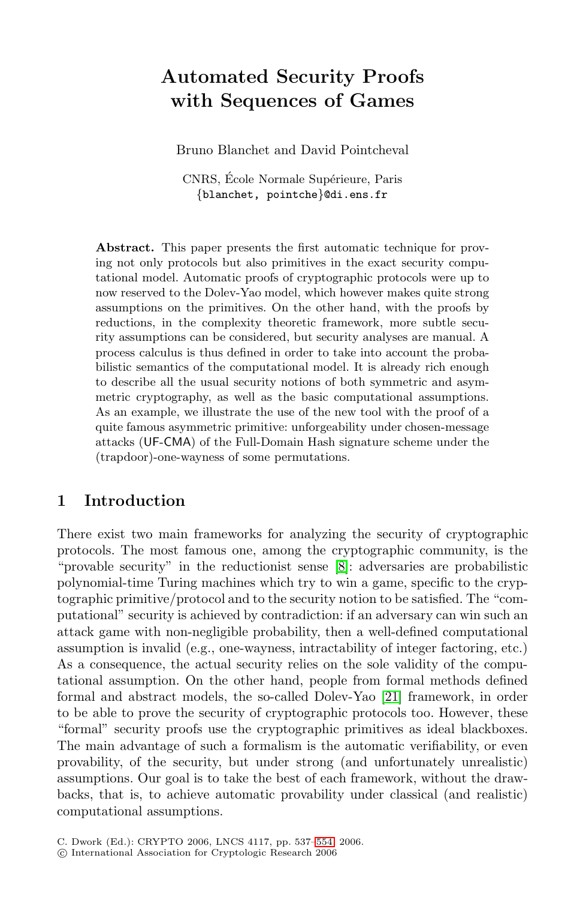# Automated Security Proofs with Sequences of Games

Bruno Blanchet and David Pointcheval

CNRS, École Normale Supérieure, Paris
{blanchet, pointche}@di.ens.fr

**Abstract.** This paper presents the first automatic technique for proving not only protocols but also primitives in the exact security computational model. Automatic proofs of cryptographic protocols were up to now reserved to the Dolev-Yao model, which however makes quite strong assumptions on the primitives. On the other hand, with the proofs by reductions, in the complexity theoretic framework, more subtle security assumptions can be considered, but security analyses are manual. A process calculus is thus defined in order to take into account the probabilistic semantics of the computational model. It is already rich enough to describe all the usual security notions of both symmetric and asymmetric cryptography, as well as the basic computational assumptions. As an example, we illustrate the use of the new tool with the proof of a quite famous asymmetric primitive: unforgeability under chosen-message attacks (UF-CMA) of the Full-Domain Hash signature scheme under the (trapdoor)-one-wayness of some permutations.

## 1 Introduction

There exist two main frameworks for analyzing the security of cryptographic protocols. The most famous one, among the cryptographic community, is the "provable security" in the reductionist sense [8]: adversaries are probabilistic polynomial-time Turing machines which try to win a game, specific to the cryptographic primitive/protocol and to the security notion to be satisfied. The "computational" security is achieved by contradiction: if an adversary can win such an attack game with non-negligible probability, then a well-defined computational assumption is invalid (e.g., one-wayness, intractability of integer factoring, etc.) As a consequence, the actual security relies on the sole validity of the computational assumption. On the other hand, people from formal methods defined formal and abstract models, the so-called Dolev-Yao [21] framework, in order to be able to prove the security of cryptographic protocols too. However, these "formal" security proofs use the cryptographic primitives as ideal blackboxes. The main advantage of such a formalism is the automatic verifiability, or even provability, of the security, but under strong (and unfortunately unrealistic) assumptions. Our goal is to take the best of each framework, without the drawbacks, that is, to achieve automatic provability under classical (and realistic) computational assumptions.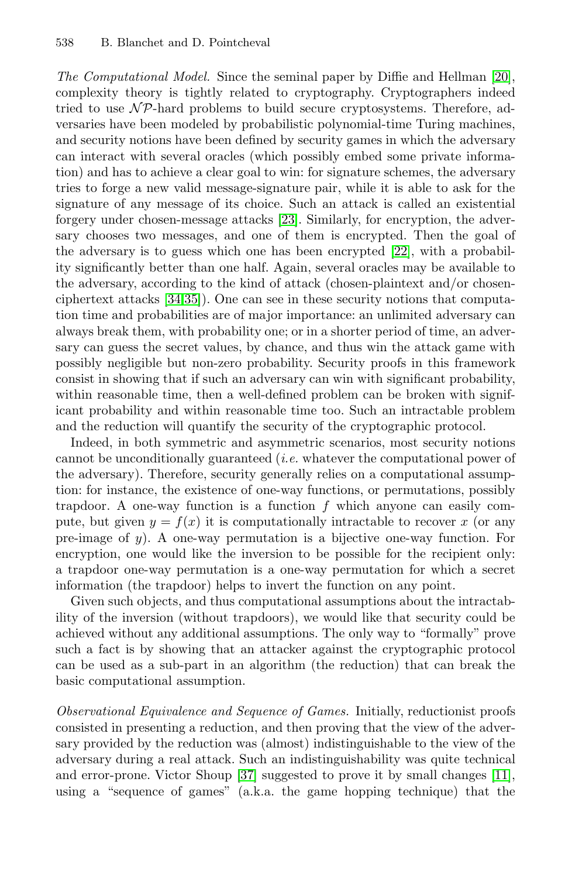*The Computational Model.* Since the seminal paper by Diffie and Hellman [20], complexity theory is tightly related to cryptography. Cryptographers indeed tried to use $\mathcal{NP}$-hard problems to build secure cryptosystems. Therefore, adversaries have been modeled by probabilistic polynomial-time Turing machines, and security notions have been defined by security games in which the adversary can interact with several oracles (which possibly embed some private information) and has to achieve a clear goal to win: for signature schemes, the adversary tries to forge a new valid message-signature pair, while it is able to ask for the signature of any message of its choice. Such an attack is called an existential forgery under chosen-message attacks [23]. Similarly, for encryption, the adversary chooses two messages, and one of them is encrypted. Then the goal of the adversary is to guess which one has been encrypted [22], with a probability significantly better than one half. Again, several oracles may be available to the adversary, according to the kind of attack (chosen-plaintext and/or chosen-ciphertext attacks [34,35]). One can see in these security notions that computation time and probabilities are of major importance: an unlimited adversary can always break them, with probability one; or in a shorter period of time, an adversary can guess the secret values, by chance, and thus win the attack game with possibly negligible but non-zero probability. Security proofs in this framework consist in showing that if such an adversary can win with significant probability, within reasonable time, then a well-defined problem can be broken with significant probability and within reasonable time too. Such an intractable problem and the reduction will quantify the security of the cryptographic protocol.

Indeed, in both symmetric and asymmetric scenarios, most security notions cannot be unconditionally guaranteed (*i.e.* whatever the computational power of the adversary). Therefore, security generally relies on a computational assumption: for instance, the existence of one-way functions, or permutations, possibly trapdoor. A one-way function is a function $f$ which anyone can easily compute, but given $y = f(x)$ it is computationally intractable to recover $x$ (or any pre-image of $y$). A one-way permutation is a bijective one-way function. For encryption, one would like the inversion to be possible for the recipient only: a trapdoor one-way permutation is a one-way permutation for which a secret information (the trapdoor) helps to invert the function on any point.

Given such objects, and thus computational assumptions about the intractability of the inversion (without trapdoors), we would like that security could be achieved without any additional assumptions. The only way to "formally" prove such a fact is by showing that an attacker against the cryptographic protocol can be used as a sub-part in an algorithm (the reduction) that can break the basic computational assumption.

*Observational Equivalence and Sequence of Games.* Initially, reductionist proofs consisted in presenting a reduction, and then proving that the view of the adversary provided by the reduction was (almost) indistinguishable to the view of the adversary during a real attack. Such an indistinguishability was quite technical and error-prone. Victor Shoup [37] suggested to prove it by small changes [11], using a "sequence of games" (a.k.a. the game hopping technique) that the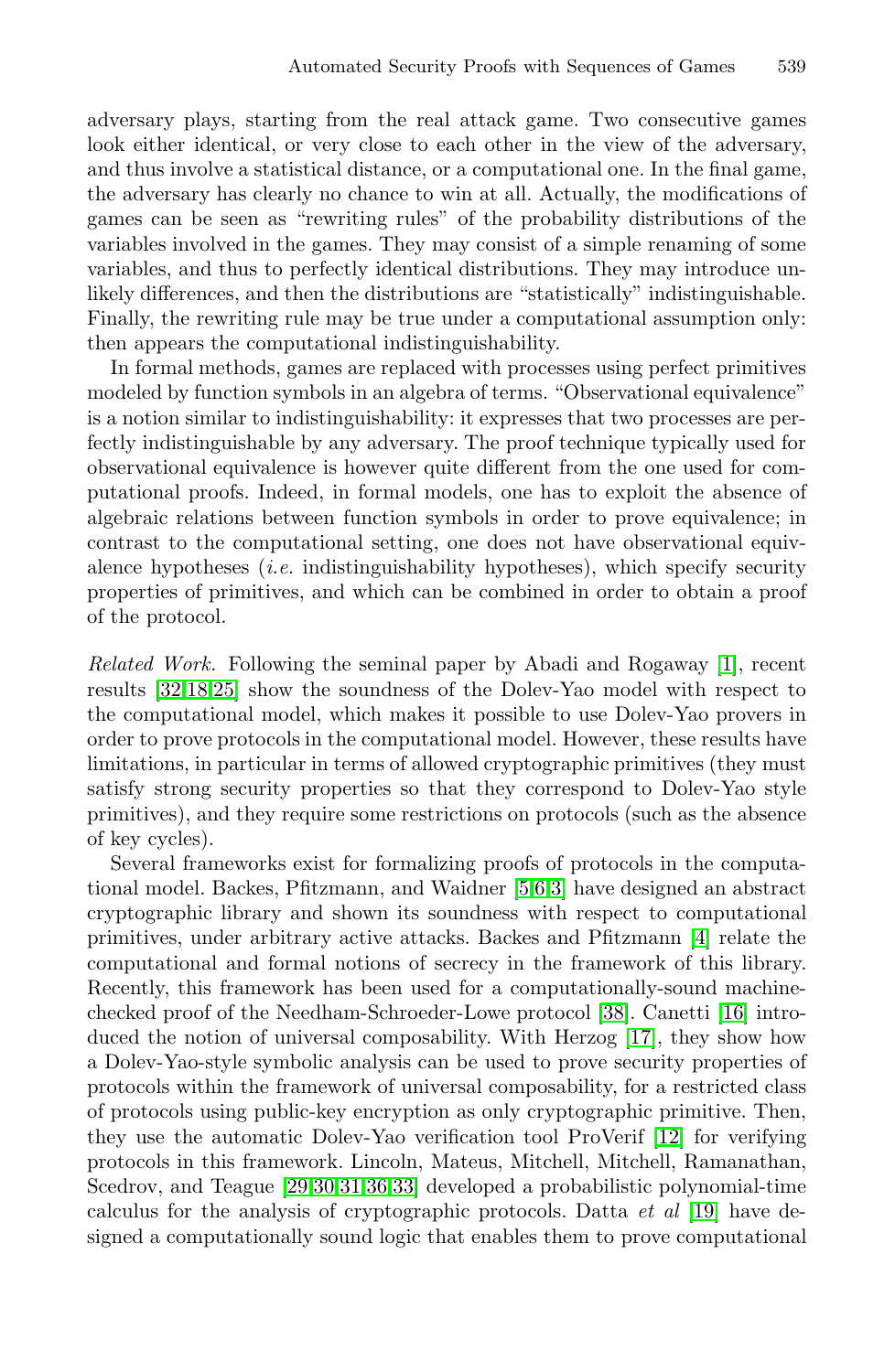adversary plays, starting from the real attack game. Two consecutive games look either identical, or very close to each other in the view of the adversary, and thus involve a statistical distance, or a computational one. In the final game, the adversary has clearly no chance to win at all. Actually, the modifications of games can be seen as "rewriting rules" of the probability distributions of the variables involved in the games. They may consist of a simple renaming of some variables, and thus to perfectly identical distributions. They may introduce unlikely differences, and then the distributions are "statistically" indistinguishable. Finally, the rewriting rule may be true under a computational assumption only: then appears the computational indistinguishability.

In formal methods, games are replaced with processes using perfect primitives modeled by function symbols in an algebra of terms. "Observational equivalence" is a notion similar to indistinguishability: it expresses that two processes are perfectly indistinguishable by any adversary. The proof technique typically used for observational equivalence is however quite different from the one used for computational proofs. Indeed, in formal models, one has to exploit the absence of algebraic relations between function symbols in order to prove equivalence; in contrast to the computational setting, one does not have observational equivalence hypotheses (*i.e.* indistinguishability hypotheses), which specify security properties of primitives, and which can be combined in order to obtain a proof of the protocol.

*Related Work.* Following the seminal paper by Abadi and Rogaway [1], recent results [32,18,25] show the soundness of the Dolev-Yao model with respect to the computational model, which makes it possible to use Dolev-Yao provers in order to prove protocols in the computational model. However, these results have limitations, in particular in terms of allowed cryptographic primitives (they must satisfy strong security properties so that they correspond to Dolev-Yao style primitives), and they require some restrictions on protocols (such as the absence of key cycles).

Several frameworks exist for formalizing proofs of protocols in the computational model. Backes, Pfitzmann, and Waidner [5,6,3] have designed an abstract cryptographic library and shown its soundness with respect to computational primitives, under arbitrary active attacks. Backes and Pfitzmann [4] relate the computational and formal notions of secrecy in the framework of this library. Recently, this framework has been used for a computationally-sound machine-checked proof of the Needham-Schroeder-Lowe protocol [38]. Canetti [16] introduced the notion of universal composability. With Herzog [17], they show how a Dolev-Yao-style symbolic analysis can be used to prove security properties of protocols within the framework of universal composability, for a restricted class of protocols using public-key encryption as only cryptographic primitive. Then, they use the automatic Dolev-Yao verification tool ProVerif [12] for verifying protocols in this framework. Lincoln, Mateus, Mitchell, Mitchell, Ramanathan, Scedrov, and Teague [29,30,31,36,33] developed a probabilistic polynomial-time calculus for the analysis of cryptographic protocols. Datta *et al* [19] have designed a computationally sound logic that enables them to prove computational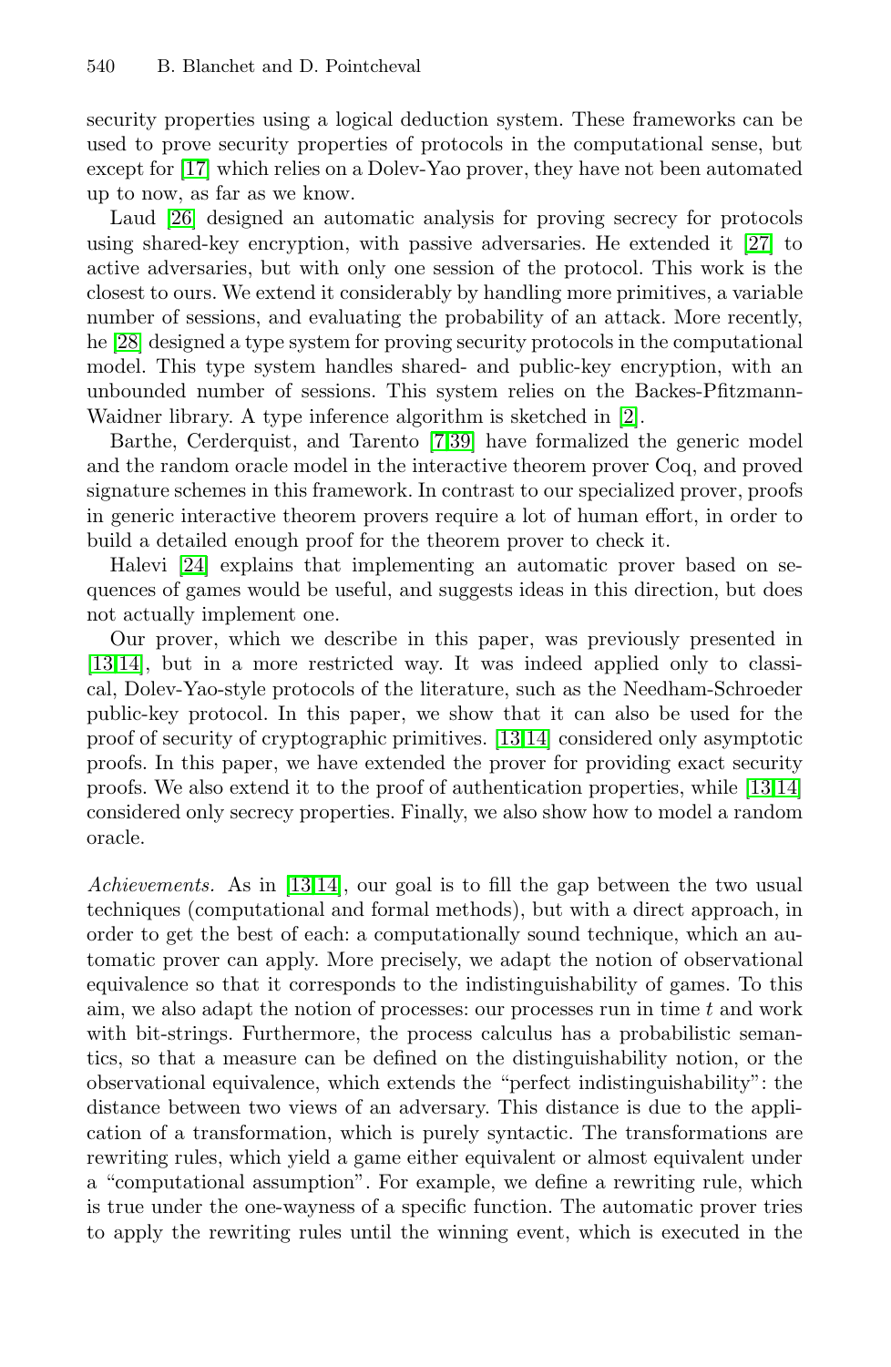security properties using a logical deduction system. These frameworks can be used to prove security properties of protocols in the computational sense, but except for [17] which relies on a Dolev-Yao prover, they have not been automated up to now, as far as we know.

Laud [26] designed an automatic analysis for proving secrecy for protocols using shared-key encryption, with passive adversaries. He extended it [27] to active adversaries, but with only one session of the protocol. This work is the closest to ours. We extend it considerably by handling more primitives, a variable number of sessions, and evaluating the probability of an attack. More recently, he [28] designed a type system for proving security protocols in the computational model. This type system handles shared- and public-key encryption, with an unbounded number of sessions. This system relies on the Backes-Pfitzmann-Waidner library. A type inference algorithm is sketched in [2].

Barthe, Cerderquist, and Tarento [7,39] have formalized the generic model and the random oracle model in the interactive theorem prover Coq, and proved signature schemes in this framework. In contrast to our specialized prover, proofs in generic interactive theorem provers require a lot of human effort, in order to build a detailed enough proof for the theorem prover to check it.

Halevi [24] explains that implementing an automatic prover based on sequences of games would be useful, and suggests ideas in this direction, but does not actually implement one.

Our prover, which we describe in this paper, was previously presented in [13,14], but in a more restricted way. It was indeed applied only to classical, Dolev-Yao-style protocols of the literature, such as the Needham-Schroeder public-key protocol. In this paper, we show that it can also be used for the proof of security of cryptographic primitives. [13,14] considered only asymptotic proofs. In this paper, we have extended the prover for providing exact security proofs. We also extend it to the proof of authentication properties, while [13,14] considered only secrecy properties. Finally, we also show how to model a random oracle.

*Achievements.* As in [13,14], our goal is to fill the gap between the two usual techniques (computational and formal methods), but with a direct approach, in order to get the best of each: a computationally sound technique, which an automatic prover can apply. More precisely, we adapt the notion of observational equivalence so that it corresponds to the indistinguishability of games. To this aim, we also adapt the notion of processes: our processes run in time $t$ and work with bit-strings. Furthermore, the process calculus has a probabilistic semantics, so that a measure can be defined on the distinguishability notion, or the observational equivalence, which extends the "perfect indistinguishability": the distance between two views of an adversary. This distance is due to the application of a transformation, which is purely syntactic. The transformations are rewriting rules, which yield a game either equivalent or almost equivalent under a "computational assumption". For example, we define a rewriting rule, which is true under the one-wayness of a specific function. The automatic prover tries to apply the rewriting rules until the winning event, which is executed in the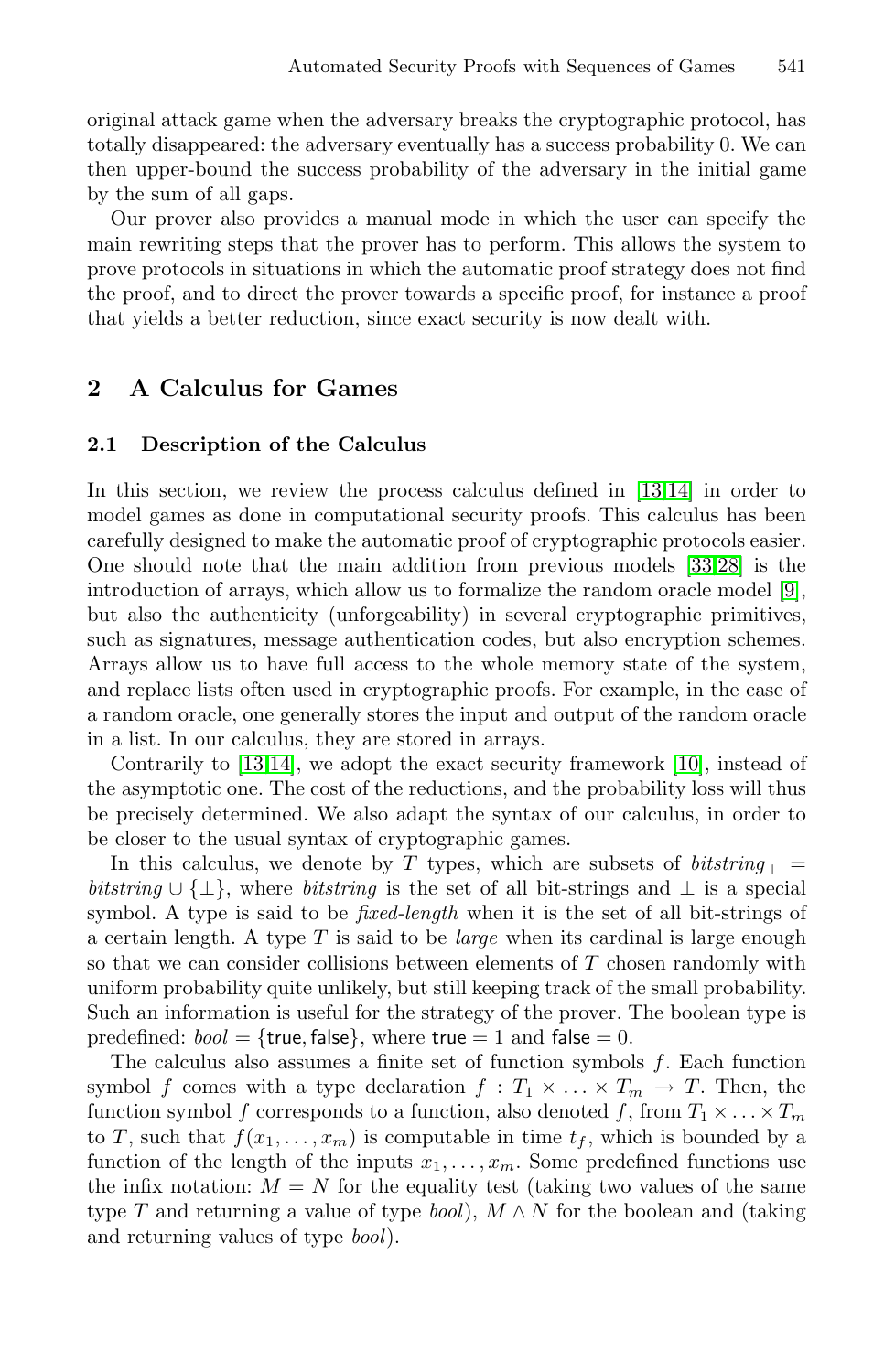original attack game when the adversary breaks the cryptographic protocol, has totally disappeared: the adversary eventually has a success probability 0. We can then upper-bound the success probability of the adversary in the initial game by the sum of all gaps.

Our prover also provides a manual mode in which the user can specify the main rewriting steps that the prover has to perform. This allows the system to prove protocols in situations in which the automatic proof strategy does not find the proof, and to direct the prover towards a specific proof, for instance a proof that yields a better reduction, since exact security is now dealt with.

## 2 A Calculus for Games

### 2.1 Description of the Calculus

In this section, we review the process calculus defined in [13,14] in order to model games as done in computational security proofs. This calculus has been carefully designed to make the automatic proof of cryptographic protocols easier. One should note that the main addition from previous models [33,28] is the introduction of arrays, which allow us to formalize the random oracle model [9], but also the authenticity (unforgeability) in several cryptographic primitives, such as signatures, message authentication codes, but also encryption schemes. Arrays allow us to have full access to the whole memory state of the system, and replace lists often used in cryptographic proofs. For example, in the case of a random oracle, one generally stores the input and output of the random oracle in a list. In our calculus, they are stored in arrays.

Contrarily to [13,14], we adopt the exact security framework [10], instead of the asymptotic one. The cost of the reductions, and the probability loss will thus be precisely determined. We also adapt the syntax of our calculus, in order to be closer to the usual syntax of cryptographic games.

In this calculus, we denote by $T$ types, which are subsets of $\mathit{bitstring}_\perp = \mathit{bitstring} \cup \{\perp\}$, where *bitstring* is the set of all bit-strings and $\perp$ is a special symbol. A type is said to be *fixed-length* when it is the set of all bit-strings of a certain length. A type $T$ is said to be *large* when its cardinal is large enough so that we can consider collisions between elements of $T$ chosen randomly with uniform probability quite unlikely, but still keeping track of the small probability. Such an information is useful for the strategy of the prover. The boolean type is predefined: $\mathit{bool} = \{\mathsf{true}, \mathsf{false}\}$, where $\mathsf{true} = 1$ and $\mathsf{false} = 0$.

The calculus also assumes a finite set of function symbols $f$. Each function symbol $f$ comes with a type declaration $f : T_1 \times \ldots \times T_m \rightarrow T$. Then, the function symbol $f$ corresponds to a function, also denoted $f$, from $T_1 \times \ldots \times T_m$ to $T$, such that $f(x_1, \ldots, x_m)$ is computable in time $t_f$, which is bounded by a function of the length of the inputs $x_1, \ldots, x_m$. Some predefined functions use the infix notation: $M = N$ for the equality test (taking two values of the same type $T$ and returning a value of type *bool*), $M \wedge N$ for the boolean and (taking and returning values of type *bool*).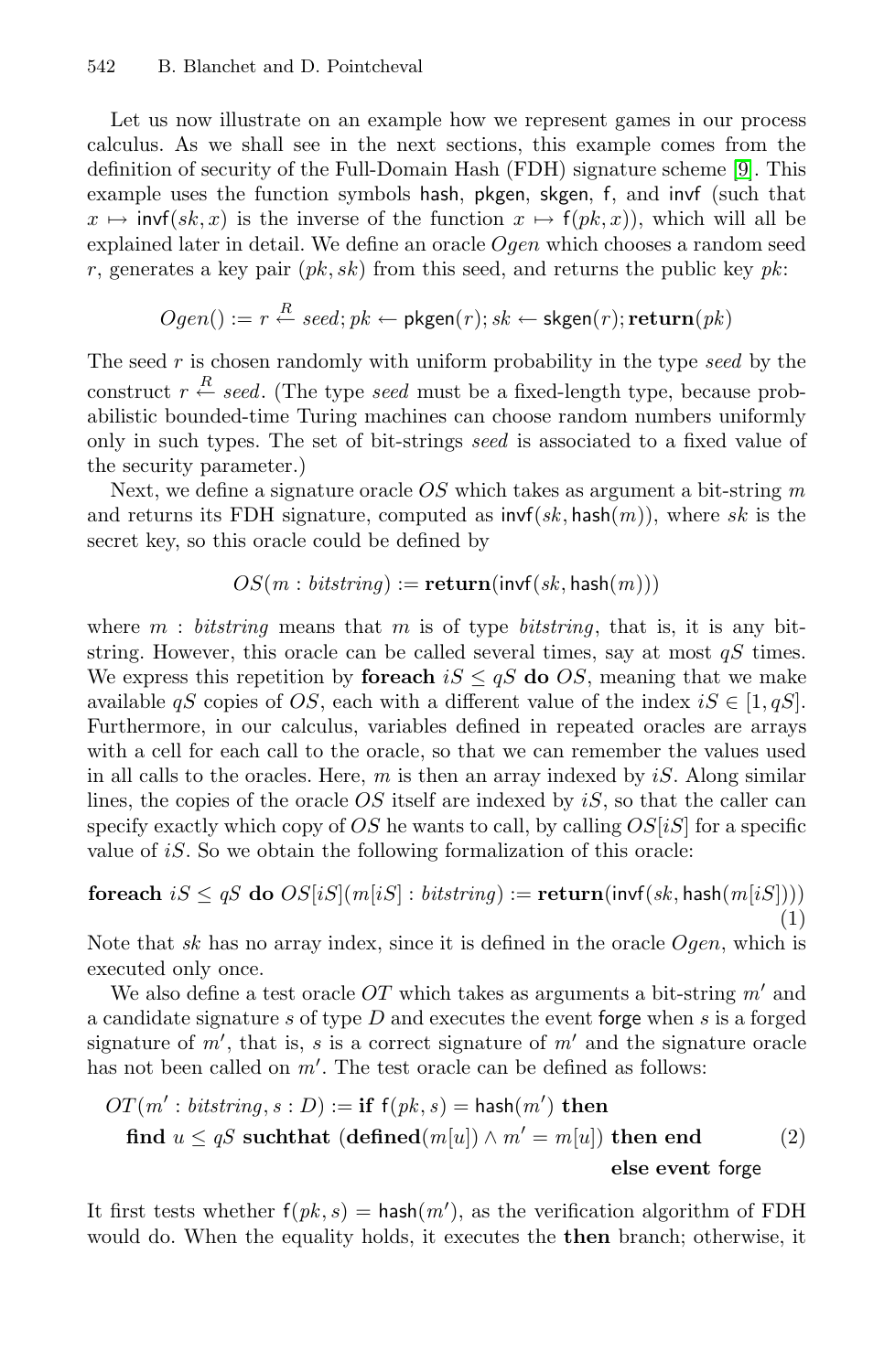Let us now illustrate on an example how we represent games in our process calculus. As we shall see in the next sections, this example comes from the definition of security of the Full-Domain Hash (FDH) signature scheme [9]. This example uses the function symbols $\mathsf{hash}$, $\mathsf{pkgen}$, $\mathsf{skgen}$, $\mathsf{f}$, and $\mathsf{invf}$ (such that $x \mapsto \mathsf{invf}(sk, x)$ is the inverse of the function $x \mapsto \mathsf{f}(pk, x)$), which will all be explained later in detail. We define an oracle $Ogen$ which chooses a random seed $r$, generates a key pair $(pk, sk)$ from this seed, and returns the public key $pk$:

$$Ogen() := r \stackrel{R}{\leftarrow} seed; pk \leftarrow \mathsf{pkgen}(r); sk \leftarrow \mathsf{skgen}(r); \mathbf{return}(pk)$$

The seed $r$ is chosen randomly with uniform probability in the type $seed$ by the construct $r \stackrel{R}{\leftarrow} seed$. (The type $seed$ must be a fixed-length type, because probabilistic bounded-time Turing machines can choose random numbers uniformly only in such types. The set of bit-strings $seed$ is associated to a fixed value of the security parameter.)

Next, we define a signature oracle $OS$ which takes as argument a bit-string $m$ and returns its FDH signature, computed as $\mathsf{invf}(sk, \mathsf{hash}(m))$, where $sk$ is the secret key, so this oracle could be defined by

$$OS(m : bitstring) := \mathbf{return}(\mathsf{invf}(sk, \mathsf{hash}(m)))$$

where $m : bitstring$ means that $m$ is of type $bitstring$, that is, it is any bit-string. However, this oracle can be called several times, say at most $qS$ times. We express this repetition by **foreach** $iS \leq qS$ **do** $OS$, meaning that we make available $qS$ copies of $OS$, each with a different value of the index $iS \in [1, qS]$. Furthermore, in our calculus, variables defined in repeated oracles are arrays with a cell for each call to the oracle, so that we can remember the values used in all calls to the oracles. Here, $m$ is then an array indexed by $iS$. Along similar lines, the copies of the oracle $OS$ itself are indexed by $iS$, so that the caller can specify exactly which copy of $OS$ he wants to call, by calling $OS[iS]$ for a specific value of $iS$. So we obtain the following formalization of this oracle:

$$\mathbf{foreach}\ iS \leq qS\ \mathbf{do}\ OS[iS](m[iS] : bitstring) := \mathbf{return}(\mathsf{invf}(sk, \mathsf{hash}(m[iS]))) \tag{1}$$

Note that $sk$ has no array index, since it is defined in the oracle $Ogen$, which is executed only once.

We also define a test oracle $OT$ which takes as arguments a bit-string $m'$ and a candidate signature $s$ of type $D$ and executes the event $\mathsf{forge}$ when $s$ is a forged signature of $m'$, that is, $s$ is a correct signature of $m'$ and the signature oracle has not been called on $m'$. The test oracle can be defined as follows:

$$\begin{aligned}
&OT(m' : bitstring, s : D) := \mathbf{if}\ \mathsf{f}(pk, s) = \mathsf{hash}(m')\ \mathbf{then} \\
&\quad \mathbf{find}\ u \leq qS\ \mathbf{suchthat}\ (\mathbf{defined}(m[u]) \wedge m' = m[u])\ \mathbf{then\ end} \\
&\quad\quad\quad\quad\quad\quad\quad\quad\quad\quad\quad\quad\quad\quad\quad\quad\quad\quad \mathbf{else\ event}\ \mathsf{forge}
\end{aligned} \tag{2}$$

It first tests whether $\mathsf{f}(pk, s) = \mathsf{hash}(m')$, as the verification algorithm of FDH would do. When the equality holds, it executes the **then** branch; otherwise, it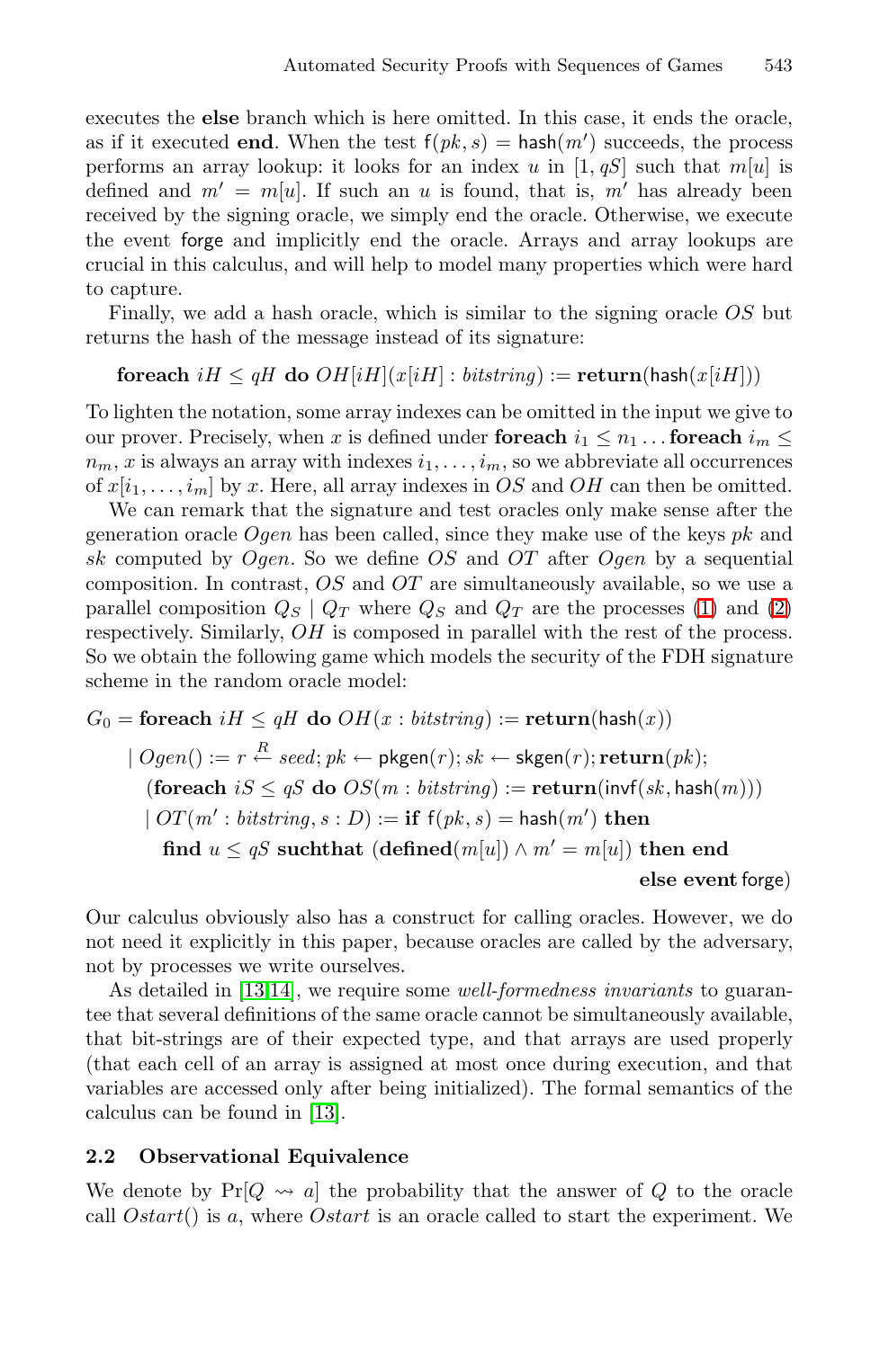executes the **else** branch which is here omitted. In this case, it ends the oracle, as if it executed **end**. When the test $\mathsf{f}(pk, s) = \mathsf{hash}(m')$ succeeds, the process performs an array lookup: it looks for an index $u$ in $[1, qS]$ such that $m[u]$ is defined and $m' = m[u]$. If such an $u$ is found, that is, $m'$ has already been received by the signing oracle, we simply end the oracle. Otherwise, we execute the event forge and implicitly end the oracle. Arrays and array lookups are crucial in this calculus, and will help to model many properties which were hard to capture.

Finally, we add a hash oracle, which is similar to the signing oracle $OS$ but returns the hash of the message instead of its signature:

$$\textbf{foreach } iH \leq qH \textbf{ do } OH[iH](x[iH] : bitstring) := \textbf{return}(\mathsf{hash}(x[iH]))$$

To lighten the notation, some array indexes can be omitted in the input we give to our prover. Precisely, when $x$ is defined under **foreach** $i_1 \leq n_1 \dots$ **foreach** $i_m \leq n_m$, $x$ is always an array with indexes $i_1, \dots, i_m$, so we abbreviate all occurrences of $x[i_1, \dots, i_m]$ by $x$. Here, all array indexes in $OS$ and $OH$ can then be omitted.

We can remark that the signature and test oracles only make sense after the generation oracle $Ogen$ has been called, since they make use of the keys $pk$ and $sk$ computed by $Ogen$. So we define $OS$ and $OT$ after $Ogen$ by a sequential composition. In contrast, $OS$ and $OT$ are simultaneously available, so we use a parallel composition $Q_S \mid Q_T$ where $Q_S$ and $Q_T$ are the processes (1) and (2) respectively. Similarly, $OH$ is composed in parallel with the rest of the process. So we obtain the following game which models the security of the FDH signature scheme in the random oracle model:

$$
\begin{aligned}
G_0 = {} & \textbf{foreach } iH \leq qH \textbf{ do } OH(x : bitstring) := \textbf{return}(\mathsf{hash}(x)) \\
& \mid Ogen() := r \stackrel{R}{\leftarrow} seed; pk \leftarrow \mathsf{pkgen}(r); sk \leftarrow \mathsf{skgen}(r); \textbf{return}(pk); \\
& \quad (\textbf{foreach } iS \leq qS \textbf{ do } OS(m : bitstring) := \textbf{return}(\mathsf{invf}(sk, \mathsf{hash}(m))) \\
& \quad \mid OT(m' : bitstring, s : D) := \textbf{if } \mathsf{f}(pk, s) = \mathsf{hash}(m') \textbf{ then} \\
& \qquad \textbf{find } u \leq qS \textbf{ suchthat } (\textbf{defined}(m[u]) \wedge m' = m[u]) \textbf{ then end} \\
& \qquad\qquad\qquad\qquad\qquad\qquad\qquad\qquad\qquad\qquad \textbf{else event } \mathsf{forge})
\end{aligned}
$$

Our calculus obviously also has a construct for calling oracles. However, we do not need it explicitly in this paper, because oracles are called by the adversary, not by processes we write ourselves.

As detailed in [13,14], we require some *well-formedness invariants* to guarantee that several definitions of the same oracle cannot be simultaneously available, that bit-strings are of their expected type, and that arrays are used properly (that each cell of an array is assigned at most once during execution, and that variables are accessed only after being initialized). The formal semantics of the calculus can be found in [13].

### 2.2 Observational Equivalence

We denote by $\Pr[Q \rightsquigarrow a]$ the probability that the answer of $Q$ to the oracle call $Ostart()$ is $a$, where $Ostart$ is an oracle called to start the experiment. We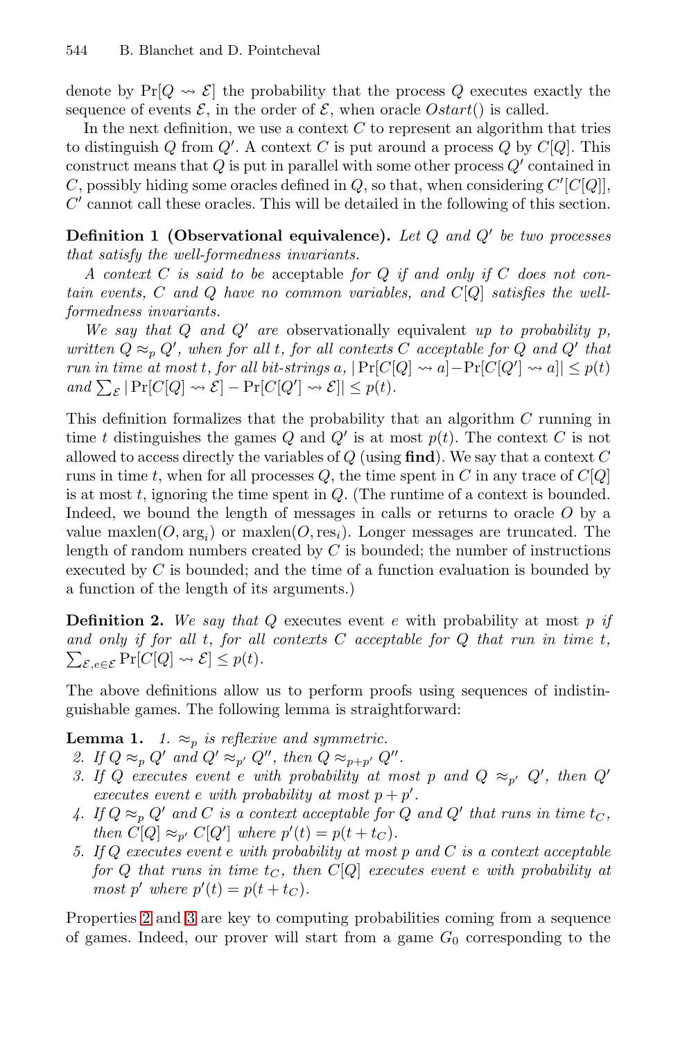denote by $\Pr[Q \rightsquigarrow \mathcal{E}]$ the probability that the process $Q$ executes exactly the sequence of events $\mathcal{E}$, in the order of $\mathcal{E}$, when oracle $Ostart()$ is called.

In the next definition, we use a context $C$ to represent an algorithm that tries to distinguish $Q$ from $Q'$. A context $C$ is put around a process $Q$ by $C[Q]$. This construct means that $Q$ is put in parallel with some other process $Q'$ contained in $C$, possibly hiding some oracles defined in $Q$, so that, when considering $C'[C[Q]]$, $C'$ cannot call these oracles. This will be detailed in the following of this section.

**Definition 1 (Observational equivalence).** *Let $Q$ and $Q'$ be two processes that satisfy the well-formedness invariants.*

*A context $C$ is said to be* acceptable *for $Q$ if and only if $C$ does not contain events, $C$ and $Q$ have no common variables, and $C[Q]$ satisfies the well-formedness invariants.*

*We say that $Q$ and $Q'$ are* observationally equivalent *up to probability $p$, written $Q \approx_p Q'$, when for all $t$, for all contexts $C$ acceptable for $Q$ and $Q'$ that run in time at most $t$, for all bit-strings $a$, $|\Pr[C[Q] \rightsquigarrow a] - \Pr[C[Q'] \rightsquigarrow a]| \le p(t)$ and $\sum_{\mathcal{E}} |\Pr[C[Q] \rightsquigarrow \mathcal{E}] - \Pr[C[Q'] \rightsquigarrow \mathcal{E}]| \le p(t)$.*

This definition formalizes that the probability that an algorithm $C$ running in time $t$ distinguishes the games $Q$ and $Q'$ is at most $p(t)$. The context $C$ is not allowed to access directly the variables of $Q$ (using **find**). We say that a context $C$ runs in time $t$, when for all processes $Q$, the time spent in $C$ in any trace of $C[Q]$ is at most $t$, ignoring the time spent in $Q$. (The runtime of a context is bounded. Indeed, we bound the length of messages in calls or returns to oracle $O$ by a value $\mathrm{maxlen}(O, \mathrm{arg}_i)$ or $\mathrm{maxlen}(O, \mathrm{res}_i)$. Longer messages are truncated. The length of random numbers created by $C$ is bounded; the number of instructions executed by $C$ is bounded; and the time of a function evaluation is bounded by a function of the length of its arguments.)

**Definition 2.** *We say that $Q$* executes event $e$ with probability at most $p$ *if and only if for all $t$, for all contexts $C$ acceptable for $Q$ that run in time $t$, $\sum_{\mathcal{E}, e \in \mathcal{E}} \Pr[C[Q] \rightsquigarrow \mathcal{E}] \le p(t)$.*

The above definitions allow us to perform proofs using sequences of indistinguishable games. The following lemma is straightforward:

**Lemma 1.** *1. $\approx_p$ is reflexive and symmetric.*
*2. If $Q \approx_p Q'$ and $Q' \approx_{p'} Q''$, then $Q \approx_{p+p'} Q''$.*
*3. If $Q$ executes event $e$ with probability at most $p$ and $Q \approx_{p'} Q'$, then $Q'$ executes event $e$ with probability at most $p + p'$.*
*4. If $Q \approx_p Q'$ and $C$ is a context acceptable for $Q$ and $Q'$ that runs in time $t_C$, then $C[Q] \approx_{p'} C[Q']$ where $p'(t) = p(t + t_C)$.*
*5. If $Q$ executes event $e$ with probability at most $p$ and $C$ is a context acceptable for $Q$ that runs in time $t_C$, then $C[Q]$ executes event $e$ with probability at most $p'$ where $p'(t) = p(t + t_C)$.*

Properties 2 and 3 are key to computing probabilities coming from a sequence of games. Indeed, our prover will start from a game $G_0$ corresponding to the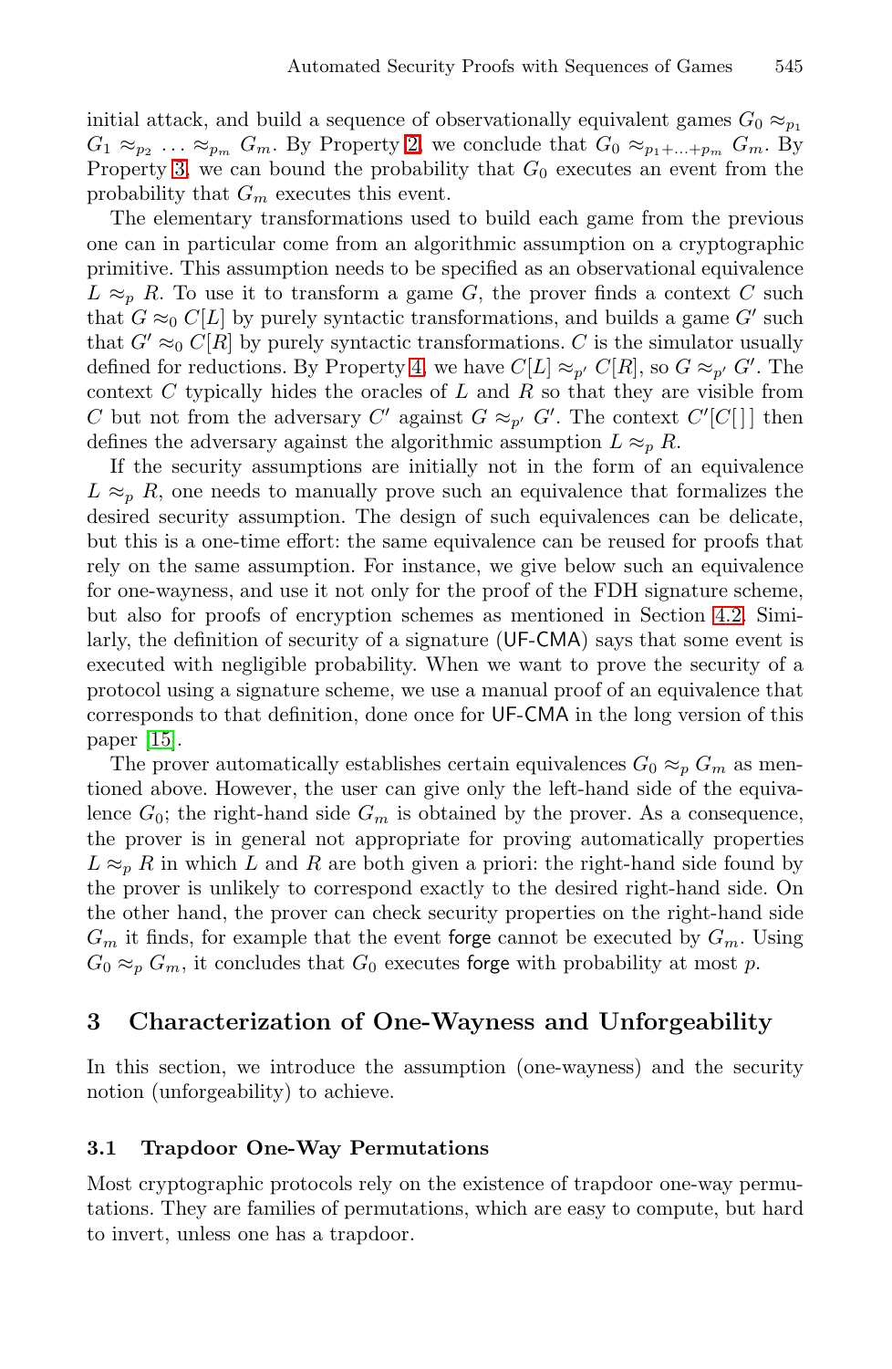initial attack, and build a sequence of observationally equivalent games $G_0 \approx_{p_1} G_1 \approx_{p_2} \ldots \approx_{p_m} G_m$. By Property 2, we conclude that $G_0 \approx_{p_1+\ldots+p_m} G_m$. By Property 3, we can bound the probability that $G_0$ executes an event from the probability that $G_m$ executes this event.

The elementary transformations used to build each game from the previous one can in particular come from an algorithmic assumption on a cryptographic primitive. This assumption needs to be specified as an observational equivalence $L \approx_p R$. To use it to transform a game $G$, the prover finds a context $C$ such that $G \approx_0 C[L]$ by purely syntactic transformations, and builds a game $G'$ such that $G' \approx_0 C[R]$ by purely syntactic transformations. $C$ is the simulator usually defined for reductions. By Property 4, we have $C[L] \approx_{p'} C[R]$, so $G \approx_{p'} G'$. The context $C$ typically hides the oracles of $L$ and $R$ so that they are visible from $C$ but not from the adversary $C'$ against $G \approx_{p'} G'$. The context $C'[C[\,]]$ then defines the adversary against the algorithmic assumption $L \approx_p R$.

If the security assumptions are initially not in the form of an equivalence $L \approx_p R$, one needs to manually prove such an equivalence that formalizes the desired security assumption. The design of such equivalences can be delicate, but this is a one-time effort: the same equivalence can be reused for proofs that rely on the same assumption. For instance, we give below such an equivalence for one-wayness, and use it not only for the proof of the FDH signature scheme, but also for proofs of encryption schemes as mentioned in Section 4.2. Similarly, the definition of security of a signature (UF-CMA) says that some event is executed with negligible probability. When we want to prove the security of a protocol using a signature scheme, we use a manual proof of an equivalence that corresponds to that definition, done once for UF-CMA in the long version of this paper [15].

The prover automatically establishes certain equivalences $G_0 \approx_p G_m$ as mentioned above. However, the user can give only the left-hand side of the equivalence $G_0$; the right-hand side $G_m$ is obtained by the prover. As a consequence, the prover is in general not appropriate for proving automatically properties $L \approx_p R$ in which $L$ and $R$ are both given a priori: the right-hand side found by the prover is unlikely to correspond exactly to the desired right-hand side. On the other hand, the prover can check security properties on the right-hand side $G_m$ it finds, for example that the event forge cannot be executed by $G_m$. Using $G_0 \approx_p G_m$, it concludes that $G_0$ executes forge with probability at most $p$.

## 3 Characterization of One-Wayness and Unforgeability

In this section, we introduce the assumption (one-wayness) and the security notion (unforgeability) to achieve.

### 3.1 Trapdoor One-Way Permutations

Most cryptographic protocols rely on the existence of trapdoor one-way permutations. They are families of permutations, which are easy to compute, but hard to invert, unless one has a trapdoor.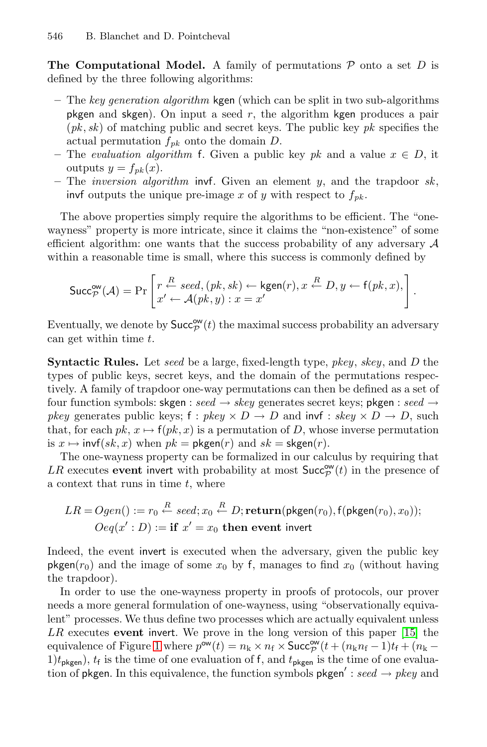**The Computational Model.** A family of permutations $\mathcal{P}$ onto a set $D$ is defined by the three following algorithms:

- The *key generation algorithm* $\mathsf{kgen}$ (which can be split in two sub-algorithms $\mathsf{pkgen}$ and $\mathsf{skgen}$). On input a seed $r$, the algorithm $\mathsf{kgen}$ produces a pair $(pk, sk)$ of matching public and secret keys. The public key $pk$ specifies the actual permutation $f_{pk}$ onto the domain $D$.
- The *evaluation algorithm* $\mathsf{f}$. Given a public key $pk$ and a value $x \in D$, it outputs $y = f_{pk}(x)$.
- The *inversion algorithm* $\mathsf{invf}$. Given an element $y$, and the trapdoor $sk$, $\mathsf{invf}$ outputs the unique pre-image $x$ of $y$ with respect to $f_{pk}$.

The above properties simply require the algorithms to be efficient. The "one-wayness" property is more intricate, since it claims the "non-existence" of some efficient algorithm: one wants that the success probability of any adversary $\mathcal{A}$ within a reasonable time is small, where this success is commonly defined by

$$\mathsf{Succ}^{\mathsf{ow}}_{\mathcal{P}}(\mathcal{A}) = \Pr\left[\begin{array}{l} r \stackrel{R}{\leftarrow} seed, (pk, sk) \leftarrow \mathsf{kgen}(r), x \stackrel{R}{\leftarrow} D, y \leftarrow \mathsf{f}(pk, x), \\ x' \leftarrow \mathcal{A}(pk, y) : x = x' \end{array}\right].$$

Eventually, we denote by $\mathsf{Succ}^{\mathsf{ow}}_{\mathcal{P}}(t)$ the maximal success probability an adversary can get within time $t$.

**Syntactic Rules.** Let *seed* be a large, fixed-length type, *pkey*, *skey*, and $D$ the types of public keys, secret keys, and the domain of the permutations respectively. A family of trapdoor one-way permutations can then be defined as a set of four function symbols: $\mathsf{skgen} : seed \rightarrow skey$ generates secret keys; $\mathsf{pkgen} : seed \rightarrow pkey$ generates public keys; $\mathsf{f} : pkey \times D \rightarrow D$ and $\mathsf{invf} : skey \times D \rightarrow D$, such that, for each $pk$, $x \mapsto \mathsf{f}(pk, x)$ is a permutation of $D$, whose inverse permutation is $x \mapsto \mathsf{invf}(sk, x)$ when $pk = \mathsf{pkgen}(r)$ and $sk = \mathsf{skgen}(r)$.

The one-wayness property can be formalized in our calculus by requiring that $LR$ executes **event** $\mathsf{invert}$ with probability at most $\mathsf{Succ}^{\mathsf{ow}}_{\mathcal{P}}(t)$ in the presence of a context that runs in time $t$, where

$$\begin{array}{l} LR = Ogen() := r_0 \stackrel{R}{\leftarrow} seed; x_0 \stackrel{R}{\leftarrow} D; \mathbf{return}(\mathsf{pkgen}(r_0), \mathsf{f}(\mathsf{pkgen}(r_0), x_0)); \\ \qquad\quad Oeq(x' : D) := \mathbf{if}\ x' = x_0\ \mathbf{then\ event}\ \mathsf{invert} \end{array}$$

Indeed, the event $\mathsf{invert}$ is executed when the adversary, given the public key $\mathsf{pkgen}(r_0)$ and the image of some $x_0$ by $\mathsf{f}$, manages to find $x_0$ (without having the trapdoor).

In order to use the one-wayness property in proofs of protocols, our prover needs a more general formulation of one-wayness, using "observationally equivalent" processes. We thus define two processes which are actually equivalent unless $LR$ executes **event** $\mathsf{invert}$. We prove in the long version of this paper [15] the equivalence of Figure 1 where $p^{\mathsf{ow}}(t) = n_{\mathrm{k}} \times n_{\mathrm{f}} \times \mathsf{Succ}^{\mathsf{ow}}_{\mathcal{P}}(t + (n_{\mathrm{k}} n_{\mathrm{f}} - 1)t_{\mathsf{f}} + (n_{\mathrm{k}} - 1)t_{\mathsf{pkgen}})$, $t_{\mathsf{f}}$ is the time of one evaluation of $\mathsf{f}$, and $t_{\mathsf{pkgen}}$ is the time of one evaluation of $\mathsf{pkgen}$. In this equivalence, the function symbols $\mathsf{pkgen}' : seed \rightarrow pkey$ and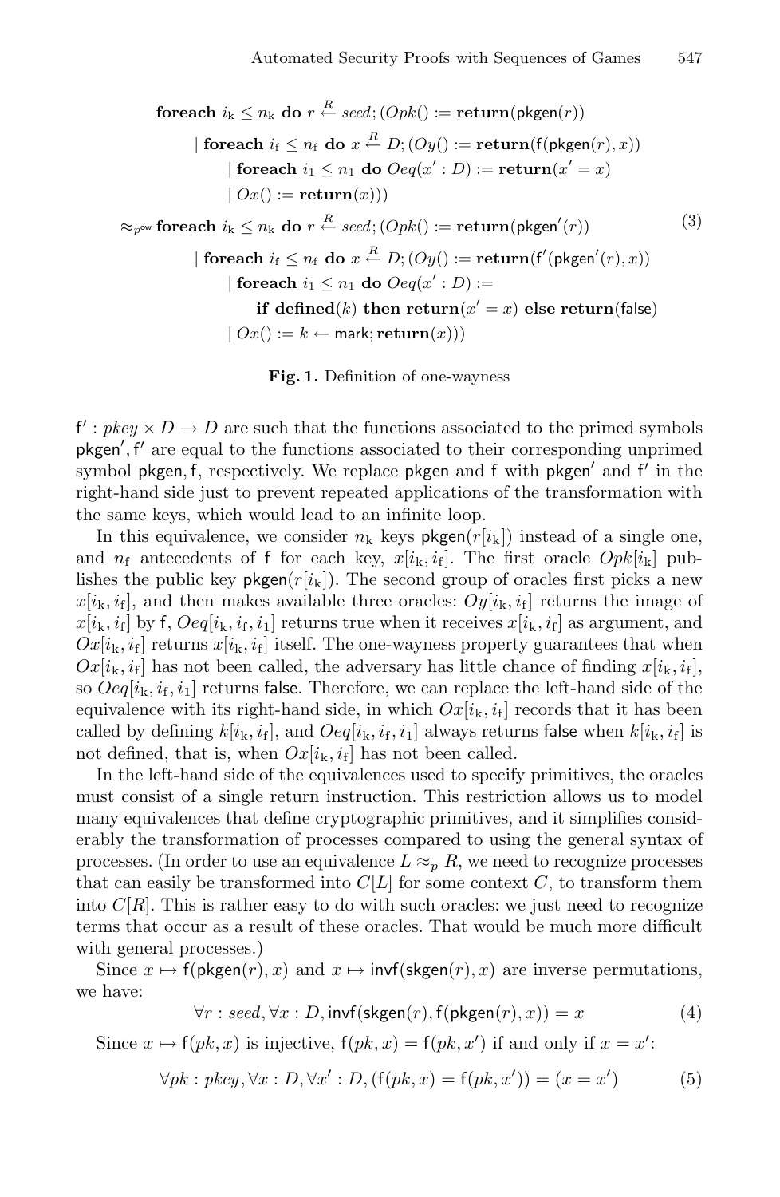$$
\begin{aligned}
&\textbf{foreach } i_k \leq n_k \textbf{ do } r \stackrel{R}{\leftarrow} seed; (Opk() := \textbf{return}(\mathsf{pkgen}(r)) \\
&\qquad | \textbf{ foreach } i_f \leq n_f \textbf{ do } x \stackrel{R}{\leftarrow} D; (Oy() := \textbf{return}(\mathsf{f}(\mathsf{pkgen}(r), x)) \\
&\qquad\qquad | \textbf{ foreach } i_1 \leq n_1 \textbf{ do } Oeq(x' : D) := \textbf{return}(x' = x) \\
&\qquad\qquad | \ Ox() := \textbf{return}(x))) \\
\approx_{p^{\mathsf{ow}}} &\textbf{foreach } i_k \leq n_k \textbf{ do } r \stackrel{R}{\leftarrow} seed; (Opk() := \textbf{return}(\mathsf{pkgen}'(r)) \\
&\qquad | \textbf{ foreach } i_f \leq n_f \textbf{ do } x \stackrel{R}{\leftarrow} D; (Oy() := \textbf{return}(\mathsf{f}'(\mathsf{pkgen}'(r), x)) \\
&\qquad\qquad | \textbf{ foreach } i_1 \leq n_1 \textbf{ do } Oeq(x' : D) := \\
&\qquad\qquad\qquad \textbf{if defined}(k) \textbf{ then return}(x' = x) \textbf{ else return}(\mathsf{false}) \\
&\qquad\qquad | \ Ox() := k \leftarrow \mathsf{mark}; \textbf{return}(x)))
\end{aligned}
\tag{3}
$$

**Fig. 1.** Definition of one-wayness

$\mathsf{f}' : pkey \times D \to D$ are such that the functions associated to the primed symbols $\mathsf{pkgen}', \mathsf{f}'$ are equal to the functions associated to their corresponding unprimed symbol $\mathsf{pkgen}, \mathsf{f}$, respectively. We replace $\mathsf{pkgen}$ and $\mathsf{f}$ with $\mathsf{pkgen}'$ and $\mathsf{f}'$ in the right-hand side just to prevent repeated applications of the transformation with the same keys, which would lead to an infinite loop.

In this equivalence, we consider $n_k$ keys $\mathsf{pkgen}(r[i_k])$ instead of a single one, and $n_f$ antecedents of $\mathsf{f}$ for each key, $x[i_k, i_f]$. The first oracle $Opk[i_k]$ publishes the public key $\mathsf{pkgen}(r[i_k])$. The second group of oracles first picks a new $x[i_k, i_f]$, and then makes available three oracles: $Oy[i_k, i_f]$ returns the image of $x[i_k, i_f]$ by $\mathsf{f}$, $Oeq[i_k, i_f, i_1]$ returns true when it receives $x[i_k, i_f]$ as argument, and $Ox[i_k, i_f]$ returns $x[i_k, i_f]$ itself. The one-wayness property guarantees that when $Ox[i_k, i_f]$ has not been called, the adversary has little chance of finding $x[i_k, i_f]$, so $Oeq[i_k, i_f, i_1]$ returns $\mathsf{false}$. Therefore, we can replace the left-hand side of the equivalence with its right-hand side, in which $Ox[i_k, i_f]$ records that it has been called by defining $k[i_k, i_f]$, and $Oeq[i_k, i_f, i_1]$ always returns $\mathsf{false}$ when $k[i_k, i_f]$ is not defined, that is, when $Ox[i_k, i_f]$ has not been called.

In the left-hand side of the equivalences used to specify primitives, the oracles must consist of a single return instruction. This restriction allows us to model many equivalences that define cryptographic primitives, and it simplifies considerably the transformation of processes compared to using the general syntax of processes. (In order to use an equivalence $L \approx_p R$, we need to recognize processes that can easily be transformed into $C[L]$ for some context $C$, to transform them into $C[R]$. This is rather easy to do with such oracles: we just need to recognize terms that occur as a result of these oracles. That would be much more difficult with general processes.)

Since $x \mapsto \mathsf{f}(\mathsf{pkgen}(r), x)$ and $x \mapsto \mathsf{invf}(\mathsf{skgen}(r), x)$ are inverse permutations, we have:

$$
\forall r : seed, \forall x : D, \mathsf{invf}(\mathsf{skgen}(r), \mathsf{f}(\mathsf{pkgen}(r), x)) = x \tag{4}
$$

Since $x \mapsto \mathsf{f}(pk, x)$ is injective, $\mathsf{f}(pk, x) = \mathsf{f}(pk, x')$ if and only if $x = x'$:

$$
\forall pk : pkey, \forall x : D, \forall x' : D, (\mathsf{f}(pk, x) = \mathsf{f}(pk, x')) = (x = x') \tag{5}
$$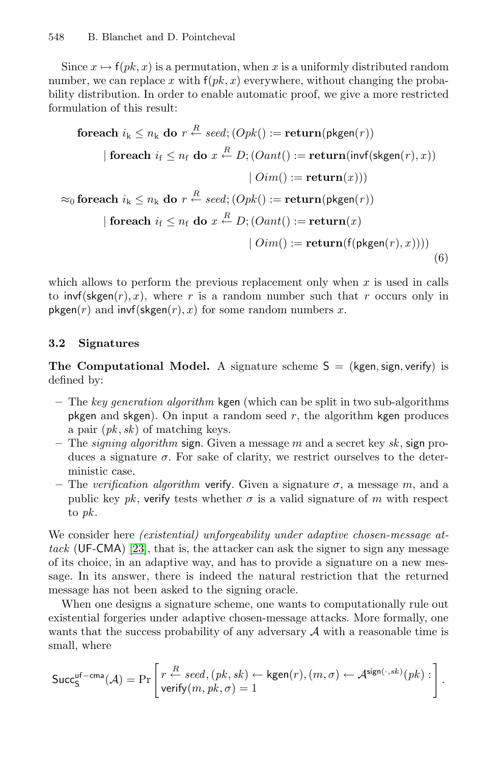Since $x \mapsto \mathsf{f}(pk, x)$ is a permutation, when $x$ is a uniformly distributed random number, we can replace $x$ with $\mathsf{f}(pk, x)$ everywhere, without changing the probability distribution. In order to enable automatic proof, we give a more restricted formulation of this result:

$$
\begin{aligned}
&\textbf{foreach } i_{\mathrm{k}} \leq n_{\mathrm{k}} \textbf{ do } r \xleftarrow{R} seed; (Opk() := \textbf{return}(\mathsf{pkgen}(r)) \\
&\qquad | \textbf{ foreach } i_{\mathrm{f}} \leq n_{\mathrm{f}} \textbf{ do } x \xleftarrow{R} D; (Oant() := \textbf{return}(\mathsf{invf}(\mathsf{skgen}(r), x)) \\
&\qquad\qquad\qquad\qquad\qquad\qquad | \; Oim() := \textbf{return}(x))) \\
\approx_0 \; &\textbf{foreach } i_{\mathrm{k}} \leq n_{\mathrm{k}} \textbf{ do } r \xleftarrow{R} seed; (Opk() := \textbf{return}(\mathsf{pkgen}(r)) \\
&\qquad | \textbf{ foreach } i_{\mathrm{f}} \leq n_{\mathrm{f}} \textbf{ do } x \xleftarrow{R} D; (Oant() := \textbf{return}(x) \\
&\qquad\qquad\qquad\qquad\qquad\qquad | \; Oim() := \textbf{return}(\mathsf{f}(\mathsf{pkgen}(r), x))))
\end{aligned} \tag{6}
$$

which allows to perform the previous replacement only when $x$ is used in calls to $\mathsf{invf}(\mathsf{skgen}(r), x)$, where $r$ is a random number such that $r$ occurs only in $\mathsf{pkgen}(r)$ and $\mathsf{invf}(\mathsf{skgen}(r), x)$ for some random numbers $x$.

### 3.2 Signatures

**The Computational Model.** A signature scheme $\mathsf{S} = (\mathsf{kgen}, \mathsf{sign}, \mathsf{verify})$ is defined by:

- The *key generation algorithm* kgen (which can be split in two sub-algorithms pkgen and skgen). On input a random seed $r$, the algorithm kgen produces a pair $(pk, sk)$ of matching keys.
- The *signing algorithm* sign. Given a message $m$ and a secret key $sk$, sign produces a signature $\sigma$. For sake of clarity, we restrict ourselves to the deterministic case.
- The *verification algorithm* verify. Given a signature $\sigma$, a message $m$, and a public key $pk$, verify tests whether $\sigma$ is a valid signature of $m$ with respect to $pk$.

We consider here *(existential) unforgeability under adaptive chosen-message attack* (UF-CMA) [23], that is, the attacker can ask the signer to sign any message of its choice, in an adaptive way, and has to provide a signature on a new message. In its answer, there is indeed the natural restriction that the returned message has not been asked to the signing oracle.

When one designs a signature scheme, one wants to computationally rule out existential forgeries under adaptive chosen-message attacks. More formally, one wants that the success probability of any adversary $\mathcal{A}$ with a reasonable time is small, where

$$
\mathsf{Succ}_{\mathsf{S}}^{\mathsf{uf-cma}}(\mathcal{A}) = \Pr\left[\begin{array}{l} r \xleftarrow{R} seed, (pk, sk) \leftarrow \mathsf{kgen}(r), (m, \sigma) \leftarrow \mathcal{A}^{\mathsf{sign}(\cdot, sk)}(pk) : \\ \mathsf{verify}(m, pk, \sigma) = 1 \end{array}\right].
$$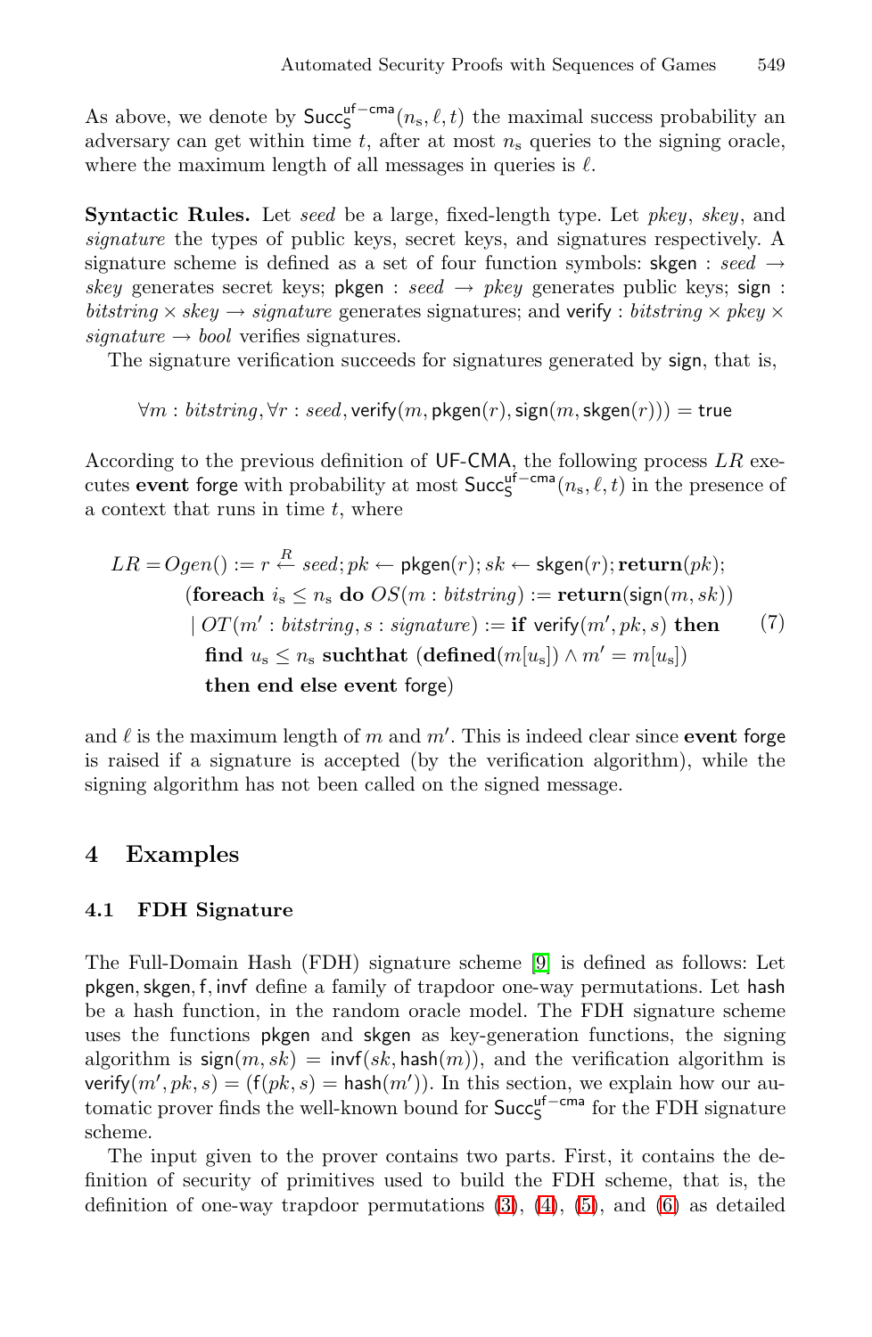As above, we denote by $\mathsf{Succ}_{\mathsf{S}}^{\mathsf{uf-cma}}(n_{\mathrm{s}}, \ell, t)$ the maximal success probability an adversary can get within time $t$, after at most $n_{\mathrm{s}}$ queries to the signing oracle, where the maximum length of all messages in queries is $\ell$.

**Syntactic Rules.** Let *seed* be a large, fixed-length type. Let *pkey*, *skey*, and *signature* the types of public keys, secret keys, and signatures respectively. A signature scheme is defined as a set of four function symbols: $\mathsf{skgen} : \mathit{seed} \rightarrow \mathit{skey}$ generates secret keys; $\mathsf{pkgen} : \mathit{seed} \rightarrow \mathit{pkey}$ generates public keys; $\mathsf{sign} : \mathit{bitstring} \times \mathit{skey} \rightarrow \mathit{signature}$ generates signatures; and $\mathsf{verify} : \mathit{bitstring} \times \mathit{pkey} \times \mathit{signature} \rightarrow \mathit{bool}$ verifies signatures.

The signature verification succeeds for signatures generated by $\mathsf{sign}$, that is,

$$\forall m : \mathit{bitstring}, \forall r : \mathit{seed}, \mathsf{verify}(m, \mathsf{pkgen}(r), \mathsf{sign}(m, \mathsf{skgen}(r))) = \mathsf{true}$$

According to the previous definition of UF-CMA, the following process $LR$ executes **event** $\mathsf{forge}$ with probability at most $\mathsf{Succ}_{\mathsf{S}}^{\mathsf{uf-cma}}(n_{\mathrm{s}}, \ell, t)$ in the presence of a context that runs in time $t$, where

$$
\begin{aligned}
LR = {} & Ogen() := r \stackrel{R}{\leftarrow} \mathit{seed}; pk \leftarrow \mathsf{pkgen}(r); sk \leftarrow \mathsf{skgen}(r); \mathbf{return}(pk); \\
& (\mathbf{foreach}\ i_{\mathrm{s}} \leq n_{\mathrm{s}}\ \mathbf{do}\ OS(m : \mathit{bitstring}) := \mathbf{return}(\mathsf{sign}(m, sk)) \\
& \mid OT(m' : \mathit{bitstring}, s : \mathit{signature}) := \mathbf{if}\ \mathsf{verify}(m', pk, s)\ \mathbf{then} \\
& \quad \mathbf{find}\ u_{\mathrm{s}} \leq n_{\mathrm{s}}\ \mathbf{suchthat}\ (\mathbf{defined}(m[u_{\mathrm{s}}]) \wedge m' = m[u_{\mathrm{s}}]) \\
& \quad \mathbf{then\ end\ else\ event}\ \mathsf{forge})
\end{aligned}
\tag{7}
$$

and $\ell$ is the maximum length of $m$ and $m'$. This is indeed clear since **event** $\mathsf{forge}$ is raised if a signature is accepted (by the verification algorithm), while the signing algorithm has not been called on the signed message.

## 4 Examples

### 4.1 FDH Signature

The Full-Domain Hash (FDH) signature scheme [9] is defined as follows: Let $\mathsf{pkgen}, \mathsf{skgen}, \mathsf{f}, \mathsf{invf}$ define a family of trapdoor one-way permutations. Let $\mathsf{hash}$ be a hash function, in the random oracle model. The FDH signature scheme uses the functions $\mathsf{pkgen}$ and $\mathsf{skgen}$ as key-generation functions, the signing algorithm is $\mathsf{sign}(m, sk) = \mathsf{invf}(sk, \mathsf{hash}(m))$, and the verification algorithm is $\mathsf{verify}(m', pk, s) = (\mathsf{f}(pk, s) = \mathsf{hash}(m'))$. In this section, we explain how our automatic prover finds the well-known bound for $\mathsf{Succ}_{\mathsf{S}}^{\mathsf{uf-cma}}$ for the FDH signature scheme.

The input given to the prover contains two parts. First, it contains the definition of security of primitives used to build the FDH scheme, that is, the definition of one-way trapdoor permutations (3), (4), (5), and (6) as detailed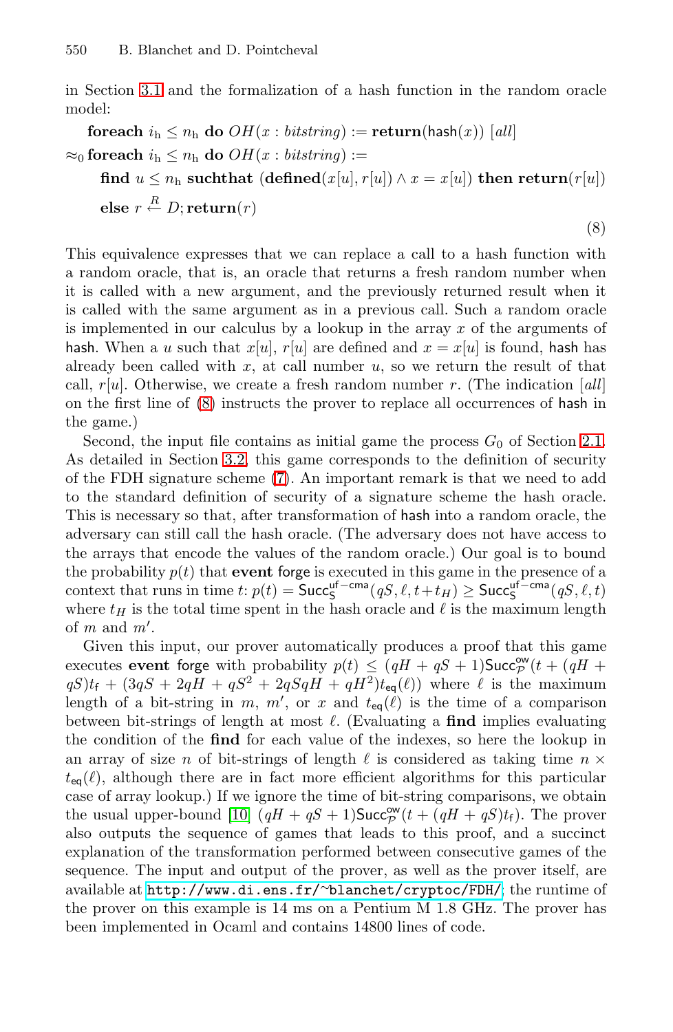in Section 3.1 and the formalization of a hash function in the random oracle model:

$$
\begin{aligned}
&\textbf{foreach } i_h \leq n_h \textbf{ do } OH(x : \mathit{bitstring}) := \textbf{return}(\mathsf{hash}(x)) \ [\mathit{all}]\\
\approx_0\ &\textbf{foreach } i_h \leq n_h \textbf{ do } OH(x : \mathit{bitstring}) :=\\
&\quad \textbf{find } u \leq n_h \textbf{ suchthat } (\textbf{defined}(x[u], r[u]) \wedge x = x[u]) \textbf{ then return}(r[u])\\
&\quad \textbf{else } r \stackrel{R}{\leftarrow} D; \textbf{return}(r)
\end{aligned}
\tag{8}
$$

This equivalence expresses that we can replace a call to a hash function with a random oracle, that is, an oracle that returns a fresh random number when it is called with a new argument, and the previously returned result when it is called with the same argument as in a previous call. Such a random oracle is implemented in our calculus by a lookup in the array $x$ of the arguments of hash. When a $u$ such that $x[u]$, $r[u]$ are defined and $x = x[u]$ is found, hash has already been called with $x$, at call number $u$, so we return the result of that call, $r[u]$. Otherwise, we create a fresh random number $r$. (The indication $[\mathit{all}]$ on the first line of (8) instructs the prover to replace all occurrences of hash in the game.)

Second, the input file contains as initial game the process $G_0$ of Section 2.1. As detailed in Section 3.2, this game corresponds to the definition of security of the FDH signature scheme (7). An important remark is that we need to add to the standard definition of security of a signature scheme the hash oracle. This is necessary so that, after transformation of hash into a random oracle, the adversary can still call the hash oracle. (The adversary does not have access to the arrays that encode the values of the random oracle.) Our goal is to bound the probability $p(t)$ that **event** forge is executed in this game in the presence of a context that runs in time $t$: $p(t) = \mathsf{Succ}^{\mathsf{uf-cma}}_{\mathsf{S}}(qS, \ell, t + t_H) \geq \mathsf{Succ}^{\mathsf{uf-cma}}_{\mathsf{S}}(qS, \ell, t)$ where $t_H$ is the total time spent in the hash oracle and $\ell$ is the maximum length of $m$ and $m'$.

Given this input, our prover automatically produces a proof that this game executes **event** forge with probability $p(t) \leq (qH + qS + 1)\mathsf{Succ}^{\mathsf{ow}}_{\mathcal{P}}(t + (qH + qS)t_{\mathsf{f}} + (3qS + 2qH + qS^2 + 2qSqH + qH^2)t_{\mathsf{eq}}(\ell))$ where $\ell$ is the maximum length of a bit-string in $m$, $m'$, or $x$ and $t_{\mathsf{eq}}(\ell)$ is the time of a comparison between bit-strings of length at most $\ell$. (Evaluating a **find** implies evaluating the condition of the **find** for each value of the indexes, so here the lookup in an array of size $n$ of bit-strings of length $\ell$ is considered as taking time $n \times t_{\mathsf{eq}}(\ell)$, although there are in fact more efficient algorithms for this particular case of array lookup.) If we ignore the time of bit-string comparisons, we obtain the usual upper-bound [10] $(qH + qS + 1)\mathsf{Succ}^{\mathsf{ow}}_{\mathcal{P}}(t + (qH + qS)t_{\mathsf{f}})$. The prover also outputs the sequence of games that leads to this proof, and a succinct explanation of the transformation performed between consecutive games of the sequence. The input and output of the prover, as well as the prover itself, are available at http://www.di.ens.fr/~blanchet/cryptoc/FDH/; the runtime of the prover on this example is 14 ms on a Pentium M 1.8 GHz. The prover has been implemented in Ocaml and contains 14800 lines of code.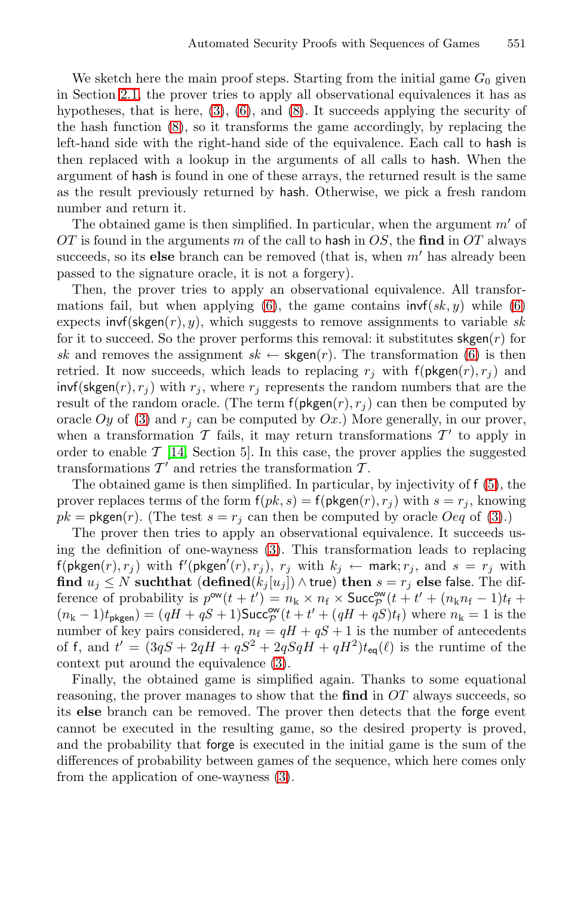We sketch here the main proof steps. Starting from the initial game $G_0$ given in Section 2.1, the prover tries to apply all observational equivalences it has as hypotheses, that is here, (3), (6), and (8). It succeeds applying the security of the hash function (8), so it transforms the game accordingly, by replacing the left-hand side with the right-hand side of the equivalence. Each call to hash is then replaced with a lookup in the arguments of all calls to hash. When the argument of hash is found in one of these arrays, the returned result is the same as the result previously returned by hash. Otherwise, we pick a fresh random number and return it.

The obtained game is then simplified. In particular, when the argument $m'$ of $OT$ is found in the arguments $m$ of the call to hash in $OS$, the **find** in $OT$ always succeeds, so its **else** branch can be removed (that is, when $m'$ has already been passed to the signature oracle, it is not a forgery).

Then, the prover tries to apply an observational equivalence. All transformations fail, but when applying (6), the game contains $\mathsf{invf}(sk, y)$ while (6) expects $\mathsf{invf}(\mathsf{skgen}(r), y)$, which suggests to remove assignments to variable $sk$ for it to succeed. So the prover performs this removal: it substitutes $\mathsf{skgen}(r)$ for $sk$ and removes the assignment $sk \leftarrow \mathsf{skgen}(r)$. The transformation (6) is then retried. It now succeeds, which leads to replacing $r_j$ with $\mathsf{f}(\mathsf{pkgen}(r), r_j)$ and $\mathsf{invf}(\mathsf{skgen}(r), r_j)$ with $r_j$, where $r_j$ represents the random numbers that are the result of the random oracle. (The term $\mathsf{f}(\mathsf{pkgen}(r), r_j)$ can then be computed by oracle $Oy$ of (3) and $r_j$ can be computed by $Ox$.) More generally, in our prover, when a transformation $\mathcal{T}$ fails, it may return transformations $\mathcal{T}'$ to apply in order to enable $\mathcal{T}$ [14, Section 5]. In this case, the prover applies the suggested transformations $\mathcal{T}'$ and retries the transformation $\mathcal{T}$.

The obtained game is then simplified. In particular, by injectivity of f (5), the prover replaces terms of the form $\mathsf{f}(pk, s) = \mathsf{f}(\mathsf{pkgen}(r), r_j)$ with $s = r_j$, knowing $pk = \mathsf{pkgen}(r)$. (The test $s = r_j$ can then be computed by oracle $Oeq$ of (3).)

The prover then tries to apply an observational equivalence. It succeeds using the definition of one-wayness (3). This transformation leads to replacing $\mathsf{f}(\mathsf{pkgen}(r), r_j)$ with $\mathsf{f}'(\mathsf{pkgen}'(r), r_j)$, $r_j$ with $k_j \leftarrow \mathsf{mark}; r_j$, and $s = r_j$ with **find** $u_j \leq N$ **suchthat** $(\mathbf{defined}(k_j[u_j]) \wedge \mathsf{true})$ **then** $s = r_j$ **else** $\mathsf{false}$. The difference of probability is $p^{\mathsf{ow}}(t + t') = n_{\mathsf{k}} \times n_{\mathsf{f}} \times \mathsf{Succ}^{\mathsf{ow}}_{\mathcal{P}}(t + t' + (n_{\mathsf{k}} n_{\mathsf{f}} - 1)t_{\mathsf{f}} + (n_{\mathsf{k}} - 1)t_{\mathsf{pkgen}}) = (qH + qS + 1)\mathsf{Succ}^{\mathsf{ow}}_{\mathcal{P}}(t + t' + (qH + qS)t_{\mathsf{f}})$ where $n_{\mathsf{k}} = 1$ is the number of key pairs considered, $n_{\mathsf{f}} = qH + qS + 1$ is the number of antecedents of f, and $t' = (3qS + 2qH + qS^2 + 2qSqH + qH^2)t_{\mathsf{eq}}(\ell)$ is the runtime of the context put around the equivalence (3).

Finally, the obtained game is simplified again. Thanks to some equational reasoning, the prover manages to show that the **find** in $OT$ always succeeds, so its **else** branch can be removed. The prover then detects that the forge event cannot be executed in the resulting game, so the desired property is proved, and the probability that forge is executed in the initial game is the sum of the differences of probability between games of the sequence, which here comes only from the application of one-wayness (3).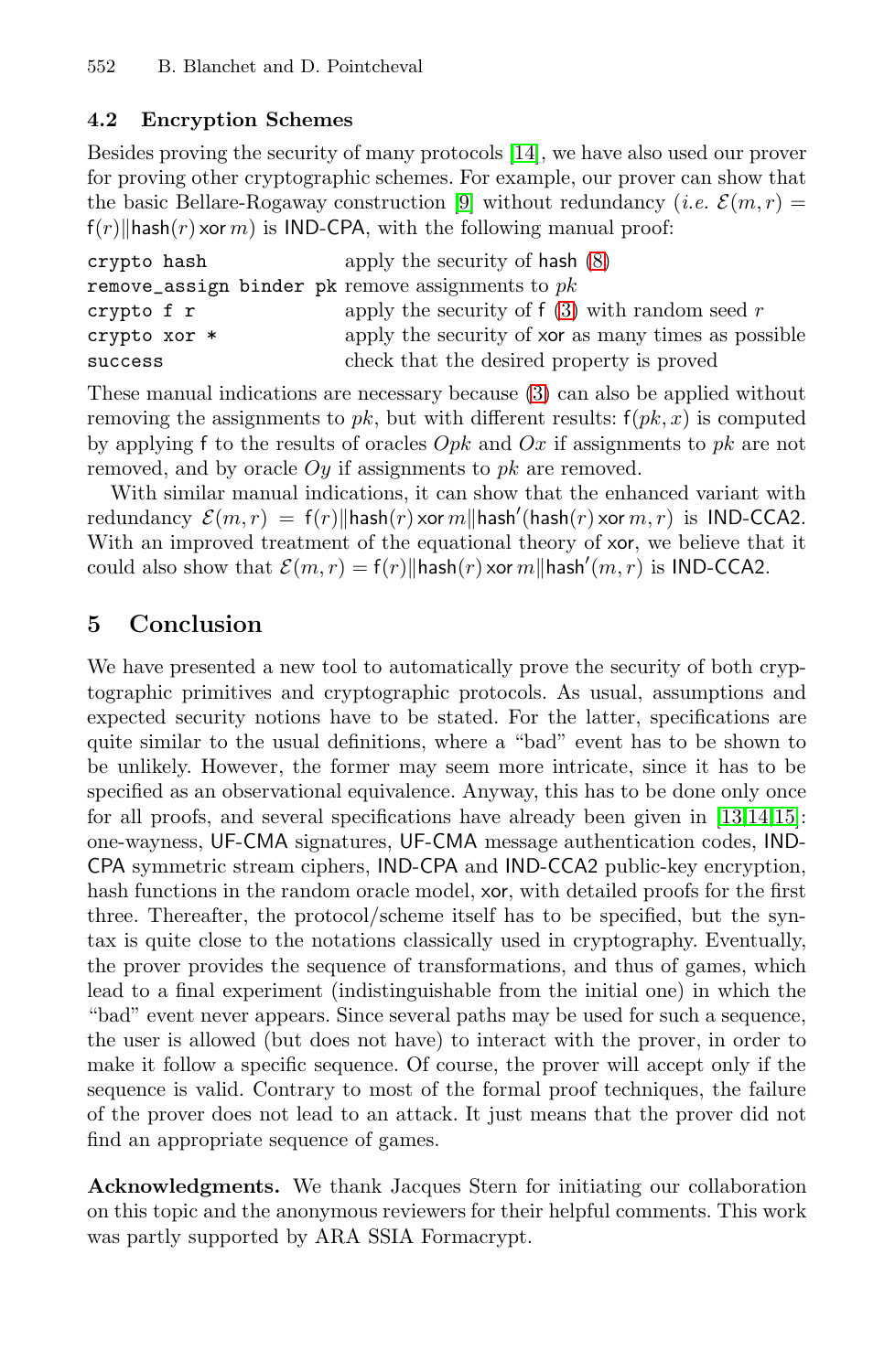### 4.2 Encryption Schemes

Besides proving the security of many protocols [14], we have also used our prover for proving other cryptographic schemes. For example, our prover can show that the basic Bellare-Rogaway construction [9] without redundancy (*i.e.* $\mathcal{E}(m,r) = \mathsf{f}(r)\|\mathsf{hash}(r) \,\mathsf{xor}\, m$) is IND-CPA, with the following manual proof:

| | |
|---|---|
| `crypto hash` | apply the security of hash (8) |
| `remove_assign binder pk` | remove assignments to $pk$ |
| `crypto f r` | apply the security of f (3) with random seed $r$ |
| `crypto xor *` | apply the security of xor as many times as possible |
| `success` | check that the desired property is proved |

These manual indications are necessary because (3) can also be applied without removing the assignments to $pk$, but with different results: $\mathsf{f}(pk, x)$ is computed by applying f to the results of oracles $Opk$ and $Ox$ if assignments to $pk$ are not removed, and by oracle $Oy$ if assignments to $pk$ are removed.

With similar manual indications, it can show that the enhanced variant with redundancy $\mathcal{E}(m,r) = \mathsf{f}(r)\|\mathsf{hash}(r) \,\mathsf{xor}\, m\|\mathsf{hash}'(\mathsf{hash}(r) \,\mathsf{xor}\, m, r)$ is IND-CCA2. With an improved treatment of the equational theory of xor, we believe that it could also show that $\mathcal{E}(m,r) = \mathsf{f}(r)\|\mathsf{hash}(r) \,\mathsf{xor}\, m\|\mathsf{hash}'(m,r)$ is IND-CCA2.

## 5 Conclusion

We have presented a new tool to automatically prove the security of both cryptographic primitives and cryptographic protocols. As usual, assumptions and expected security notions have to be stated. For the latter, specifications are quite similar to the usual definitions, where a "bad" event has to be shown to be unlikely. However, the former may seem more intricate, since it has to be specified as an observational equivalence. Anyway, this has to be done only once for all proofs, and several specifications have already been given in [13,14,15]: one-wayness, UF-CMA signatures, UF-CMA message authentication codes, IND-CPA symmetric stream ciphers, IND-CPA and IND-CCA2 public-key encryption, hash functions in the random oracle model, xor, with detailed proofs for the first three. Thereafter, the protocol/scheme itself has to be specified, but the syntax is quite close to the notations classically used in cryptography. Eventually, the prover provides the sequence of transformations, and thus of games, which lead to a final experiment (indistinguishable from the initial one) in which the "bad" event never appears. Since several paths may be used for such a sequence, the user is allowed (but does not have) to interact with the prover, in order to make it follow a specific sequence. Of course, the prover will accept only if the sequence is valid. Contrary to most of the formal proof techniques, the failure of the prover does not lead to an attack. It just means that the prover did not find an appropriate sequence of games.

**Acknowledgments.** We thank Jacques Stern for initiating our collaboration on this topic and the anonymous reviewers for their helpful comments. This work was partly supported by ARA SSIA Formacrypt.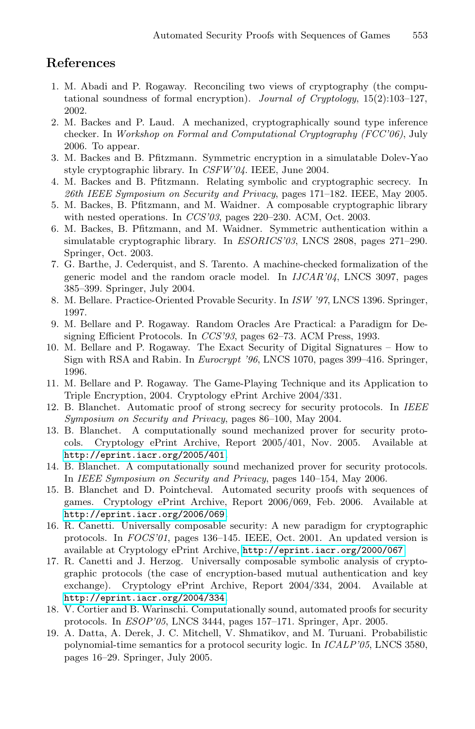## References

1. M. Abadi and P. Rogaway. Reconciling two views of cryptography (the computational soundness of formal encryption). *Journal of Cryptology*, 15(2):103–127, 2002.
2. M. Backes and P. Laud. A mechanized, cryptographically sound type inference checker. In *Workshop on Formal and Computational Cryptography (FCC'06)*, July 2006. To appear.
3. M. Backes and B. Pfitzmann. Symmetric encryption in a simulatable Dolev-Yao style cryptographic library. In *CSFW'04*. IEEE, June 2004.
4. M. Backes and B. Pfitzmann. Relating symbolic and cryptographic secrecy. In *26th IEEE Symposium on Security and Privacy*, pages 171–182. IEEE, May 2005.
5. M. Backes, B. Pfitzmann, and M. Waidner. A composable cryptographic library with nested operations. In *CCS'03*, pages 220–230. ACM, Oct. 2003.
6. M. Backes, B. Pfitzmann, and M. Waidner. Symmetric authentication within a simulatable cryptographic library. In *ESORICS'03*, LNCS 2808, pages 271–290. Springer, Oct. 2003.
7. G. Barthe, J. Cederquist, and S. Tarento. A machine-checked formalization of the generic model and the random oracle model. In *IJCAR'04*, LNCS 3097, pages 385–399. Springer, July 2004.
8. M. Bellare. Practice-Oriented Provable Security. In *ISW '97*, LNCS 1396. Springer, 1997.
9. M. Bellare and P. Rogaway. Random Oracles Are Practical: a Paradigm for Designing Efficient Protocols. In *CCS'93*, pages 62–73. ACM Press, 1993.
10. M. Bellare and P. Rogaway. The Exact Security of Digital Signatures – How to Sign with RSA and Rabin. In *Eurocrypt '96*, LNCS 1070, pages 399–416. Springer, 1996.
11. M. Bellare and P. Rogaway. The Game-Playing Technique and its Application to Triple Encryption, 2004. Cryptology ePrint Archive 2004/331.
12. B. Blanchet. Automatic proof of strong secrecy for security protocols. In *IEEE Symposium on Security and Privacy*, pages 86–100, May 2004.
13. B. Blanchet. A computationally sound mechanized prover for security protocols. Cryptology ePrint Archive, Report 2005/401, Nov. 2005. Available at http://eprint.iacr.org/2005/401.
14. B. Blanchet. A computationally sound mechanized prover for security protocols. In *IEEE Symposium on Security and Privacy*, pages 140–154, May 2006.
15. B. Blanchet and D. Pointcheval. Automated security proofs with sequences of games. Cryptology ePrint Archive, Report 2006/069, Feb. 2006. Available at http://eprint.iacr.org/2006/069.
16. R. Canetti. Universally composable security: A new paradigm for cryptographic protocols. In *FOCS'01*, pages 136–145. IEEE, Oct. 2001. An updated version is available at Cryptology ePrint Archive, http://eprint.iacr.org/2000/067.
17. R. Canetti and J. Herzog. Universally composable symbolic analysis of cryptographic protocols (the case of encryption-based mutual authentication and key exchange). Cryptology ePrint Archive, Report 2004/334, 2004. Available at http://eprint.iacr.org/2004/334.
18. V. Cortier and B. Warinschi. Computationally sound, automated proofs for security protocols. In *ESOP'05*, LNCS 3444, pages 157–171. Springer, Apr. 2005.
19. A. Datta, A. Derek, J. C. Mitchell, V. Shmatikov, and M. Turuani. Probabilistic polynomial-time semantics for a protocol security logic. In *ICALP'05*, LNCS 3580, pages 16–29. Springer, July 2005.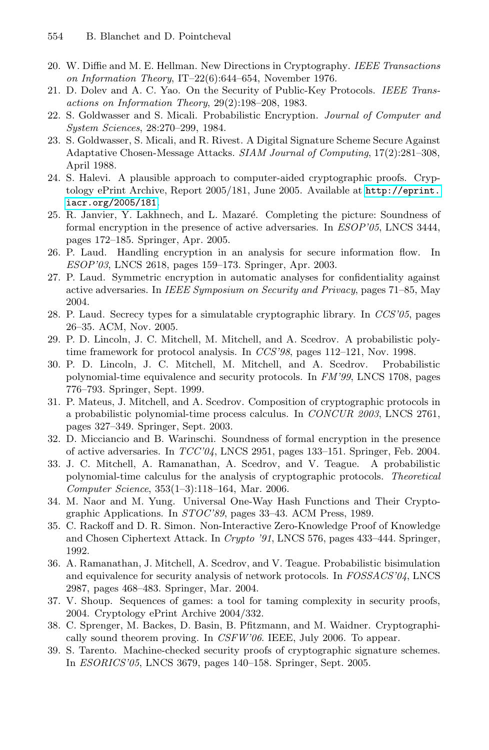20. W. Diffie and M. E. Hellman. New Directions in Cryptography. *IEEE Transactions on Information Theory*, IT–22(6):644–654, November 1976.
21. D. Dolev and A. C. Yao. On the Security of Public-Key Protocols. *IEEE Transactions on Information Theory*, 29(2):198–208, 1983.
22. S. Goldwasser and S. Micali. Probabilistic Encryption. *Journal of Computer and System Sciences*, 28:270–299, 1984.
23. S. Goldwasser, S. Micali, and R. Rivest. A Digital Signature Scheme Secure Against Adaptative Chosen-Message Attacks. *SIAM Journal of Computing*, 17(2):281–308, April 1988.
24. S. Halevi. A plausible approach to computer-aided cryptographic proofs. Cryptology ePrint Archive, Report 2005/181, June 2005. Available at `http://eprint.iacr.org/2005/181`.
25. R. Janvier, Y. Lakhnech, and L. Mazaré. Completing the picture: Soundness of formal encryption in the presence of active adversaries. In *ESOP'05*, LNCS 3444, pages 172–185. Springer, Apr. 2005.
26. P. Laud. Handling encryption in an analysis for secure information flow. In *ESOP'03*, LNCS 2618, pages 159–173. Springer, Apr. 2003.
27. P. Laud. Symmetric encryption in automatic analyses for confidentiality against active adversaries. In *IEEE Symposium on Security and Privacy*, pages 71–85, May 2004.
28. P. Laud. Secrecy types for a simulatable cryptographic library. In *CCS'05*, pages 26–35. ACM, Nov. 2005.
29. P. D. Lincoln, J. C. Mitchell, M. Mitchell, and A. Scedrov. A probabilistic poly-time framework for protocol analysis. In *CCS'98*, pages 112–121, Nov. 1998.
30. P. D. Lincoln, J. C. Mitchell, M. Mitchell, and A. Scedrov. Probabilistic polynomial-time equivalence and security protocols. In *FM'99*, LNCS 1708, pages 776–793. Springer, Sept. 1999.
31. P. Mateus, J. Mitchell, and A. Scedrov. Composition of cryptographic protocols in a probabilistic polynomial-time process calculus. In *CONCUR 2003*, LNCS 2761, pages 327–349. Springer, Sept. 2003.
32. D. Micciancio and B. Warinschi. Soundness of formal encryption in the presence of active adversaries. In *TCC'04*, LNCS 2951, pages 133–151. Springer, Feb. 2004.
33. J. C. Mitchell, A. Ramanathan, A. Scedrov, and V. Teague. A probabilistic polynomial-time calculus for the analysis of cryptographic protocols. *Theoretical Computer Science*, 353(1–3):118–164, Mar. 2006.
34. M. Naor and M. Yung. Universal One-Way Hash Functions and Their Cryptographic Applications. In *STOC'89*, pages 33–43. ACM Press, 1989.
35. C. Rackoff and D. R. Simon. Non-Interactive Zero-Knowledge Proof of Knowledge and Chosen Ciphertext Attack. In *Crypto '91*, LNCS 576, pages 433–444. Springer, 1992.
36. A. Ramanathan, J. Mitchell, A. Scedrov, and V. Teague. Probabilistic bisimulation and equivalence for security analysis of network protocols. In *FOSSACS'04*, LNCS 2987, pages 468–483. Springer, Mar. 2004.
37. V. Shoup. Sequences of games: a tool for taming complexity in security proofs, 2004. Cryptology ePrint Archive 2004/332.
38. C. Sprenger, M. Backes, D. Basin, B. Pfitzmann, and M. Waidner. Cryptographically sound theorem proving. In *CSFW'06*. IEEE, July 2006. To appear.
39. S. Tarento. Machine-checked security proofs of cryptographic signature schemes. In *ESORICS'05*, LNCS 3679, pages 140–158. Springer, Sept. 2005.